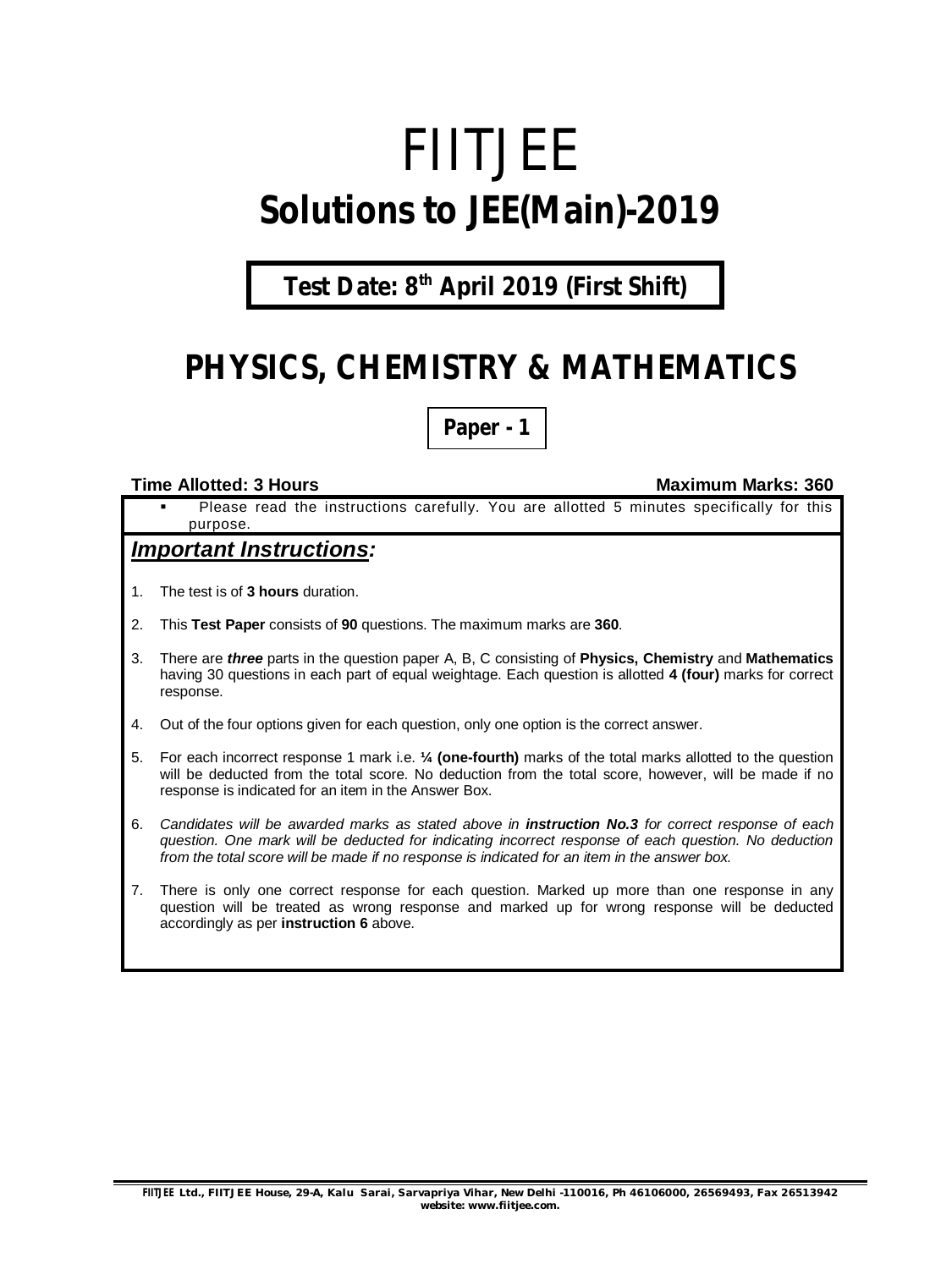# FIITJEE

# Solutions to JEE(Main)-2019

**Test Date: 8th April 2019 (First Shift)**

## PHYSICS, CHEMISTRY & MATHEMATICS

**Paper - 1**

**Time Allotted: 3 Hours** **Maximum Marks: 360**

- Please read the instructions carefully. You are allotted 5 minutes specifically for this purpose.

### *Important Instructions:*

1. The test is of **3 hours** duration.
2. This **Test Paper** consists of **90** questions. The maximum marks are **360**.
3. There are ***three*** parts in the question paper A, B, C consisting of **Physics, Chemistry** and **Mathematics** having 30 questions in each part of equal weightage. Each question is allotted **4 (four)** marks for correct response.
4. Out of the four options given for each question, only one option is the correct answer.
5. For each incorrect response 1 mark i.e. **¼ (one-fourth)** marks of the total marks allotted to the question will be deducted from the total score. No deduction from the total score, however, will be made if no response is indicated for an item in the Answer Box.
6. *Candidates will be awarded marks as stated above in **instruction No.3** for correct response of each question. One mark will be deducted for indicating incorrect response of each question. No deduction from the total score will be made if no response is indicated for an item in the answer box.*
7. There is only one correct response for each question. Marked up more than one response in any question will be treated as wrong response and marked up for wrong response will be deducted accordingly as per **instruction 6** above.

FIITJEE Ltd., FIITJEE House, 29-A, Kalu Sarai, Sarvapriya Vihar, New Delhi -110016, Ph 46106000, 26569493, Fax 26513942
website: www.fiitjee.com.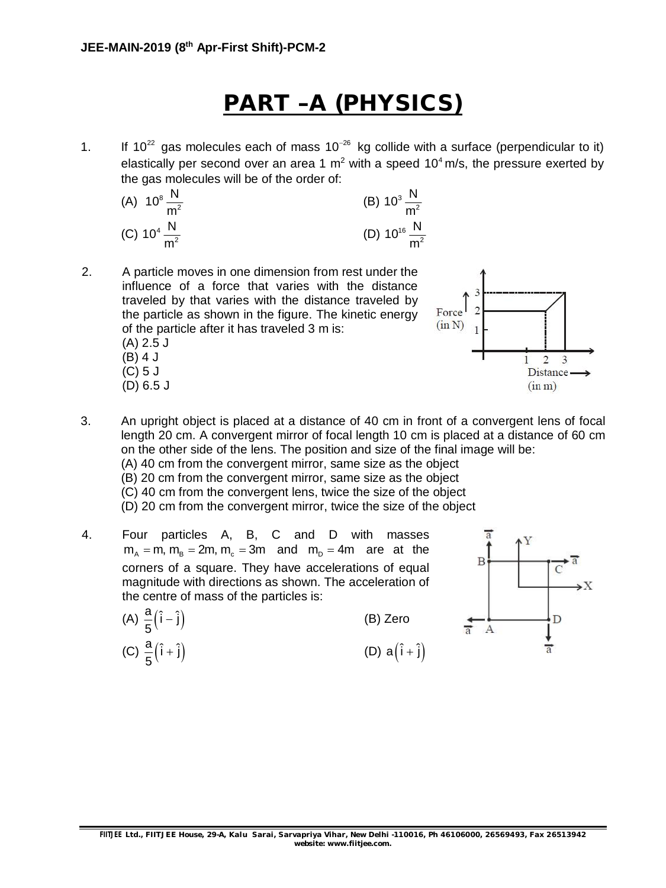# PART –A (PHYSICS)

1. If $10^{22}$ gas molecules each of mass $10^{-26}$ kg collide with a surface (perpendicular to it) elastically per second over an area 1 $m^2$ with a speed $10^4$ m/s, the pressure exerted by the gas molecules will be of the order of:

   (A) $10^8 \frac{N}{m^2}$ (B) $10^3 \frac{N}{m^2}$

   (C) $10^4 \frac{N}{m^2}$ (D) $10^{16} \frac{N}{m^2}$

2. A particle moves in one dimension from rest under the influence of a force that varies with the distance traveled by that varies with the distance traveled by the particle as shown in the figure. The kinetic energy of the particle after it has traveled 3 m is:

   (A) 2.5 J
   (B) 4 J
   (C) 5 J
   (D) 6.5 J

3. An upright object is placed at a distance of 40 cm in front of a convergent lens of focal length 20 cm. A convergent mirror of focal length 10 cm is placed at a distance of 60 cm on the other side of the lens. The position and size of the final image will be:

   (A) 40 cm from the convergent mirror, same size as the object
   (B) 20 cm from the convergent mirror, same size as the object
   (C) 40 cm from the convergent lens, twice the size of the object
   (D) 20 cm from the convergent mirror, twice the size of the object

4. Four particles A, B, C and D with masses $m_A = m, m_B = 2m, m_c = 3m$ and $m_D = 4m$ are at the corners of a square. They have accelerations of equal magnitude with directions as shown. The acceleration of the centre of mass of the particles is:

   (A) $\frac{a}{5}\left(\hat{i} - \hat{j}\right)$ (B) Zero

   (C) $\frac{a}{5}\left(\hat{i} + \hat{j}\right)$ (D) $a\left(\hat{i} + \hat{j}\right)$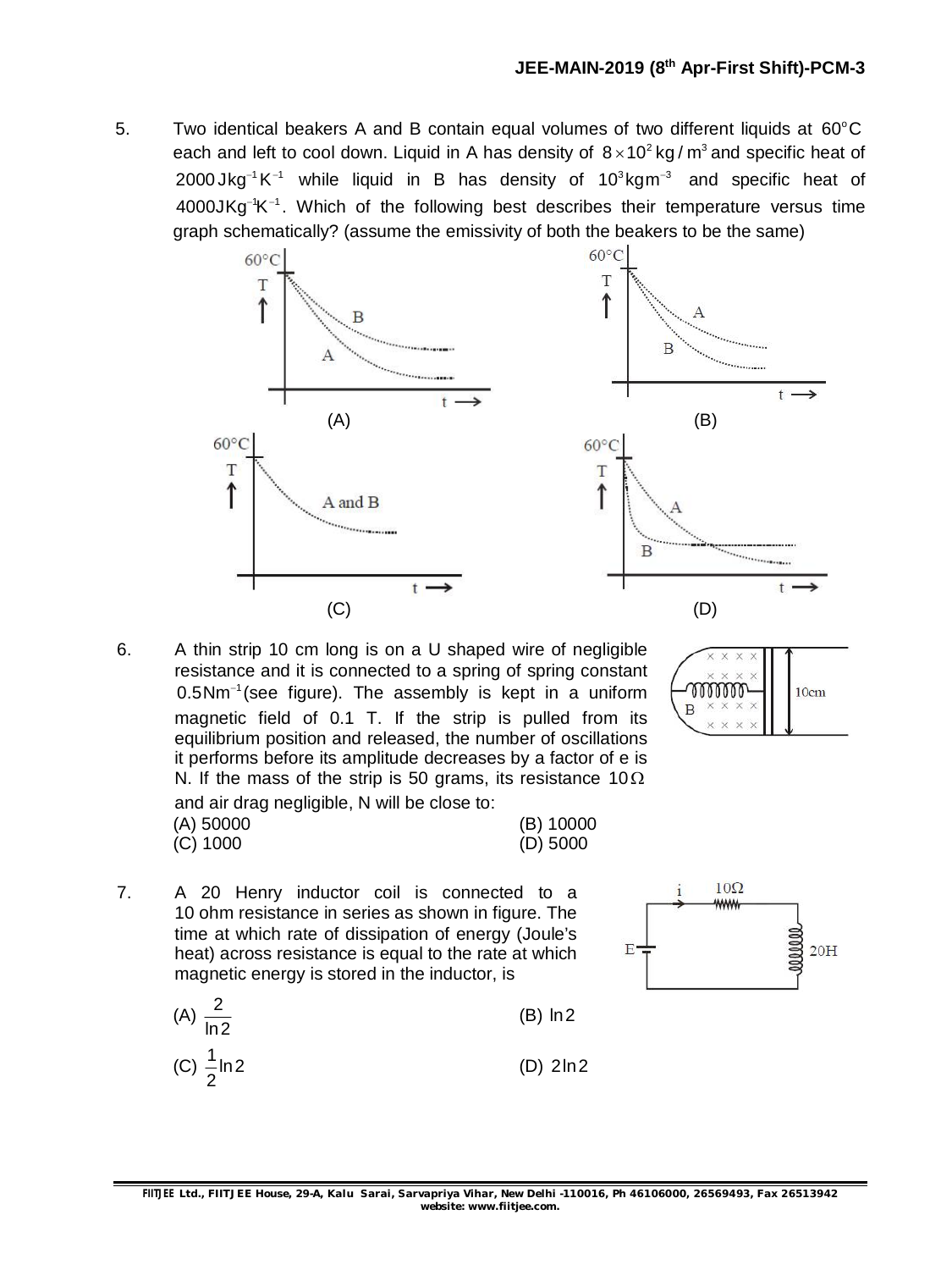5. Two identical beakers A and B contain equal volumes of two different liquids at $60^{o}C$ each and left to cool down. Liquid in A has density of $8\times10^{2}\,kg/m^{3}$ and specific heat of $2000\,Jkg^{-1}K^{-1}$ while liquid in B has density of $10^{3}kgm^{-3}$ and specific heat of $4000JKg^{-1}K^{-1}$. Which of the following best describes their temperature versus time graph schematically? (assume the emissivity of both the beakers to be the same)

(A)

(B)

(C)

(D)

6. A thin strip 10 cm long is on a U shaped wire of negligible resistance and it is connected to a spring of spring constant $0.5Nm^{-1}$(see figure). The assembly is kept in a uniform magnetic field of 0.1 T. If the strip is pulled from its equilibrium position and released, the number of oscillations it performs before its amplitude decreases by a factor of e is N. If the mass of the strip is 50 grams, its resistance $10\,\Omega$ and air drag negligible, N will be close to:

(A) 50000 (B) 10000
(C) 1000 (D) 5000

7. A 20 Henry inductor coil is connected to a 10 ohm resistance in series as shown in figure. The time at which rate of dissipation of energy (Joule's heat) across resistance is equal to the rate at which magnetic energy is stored in the inductor, is

(A) $\frac{2}{\ln 2}$ (B) $\ln 2$

(C) $\frac{1}{2}\ln 2$ (D) $2\ln 2$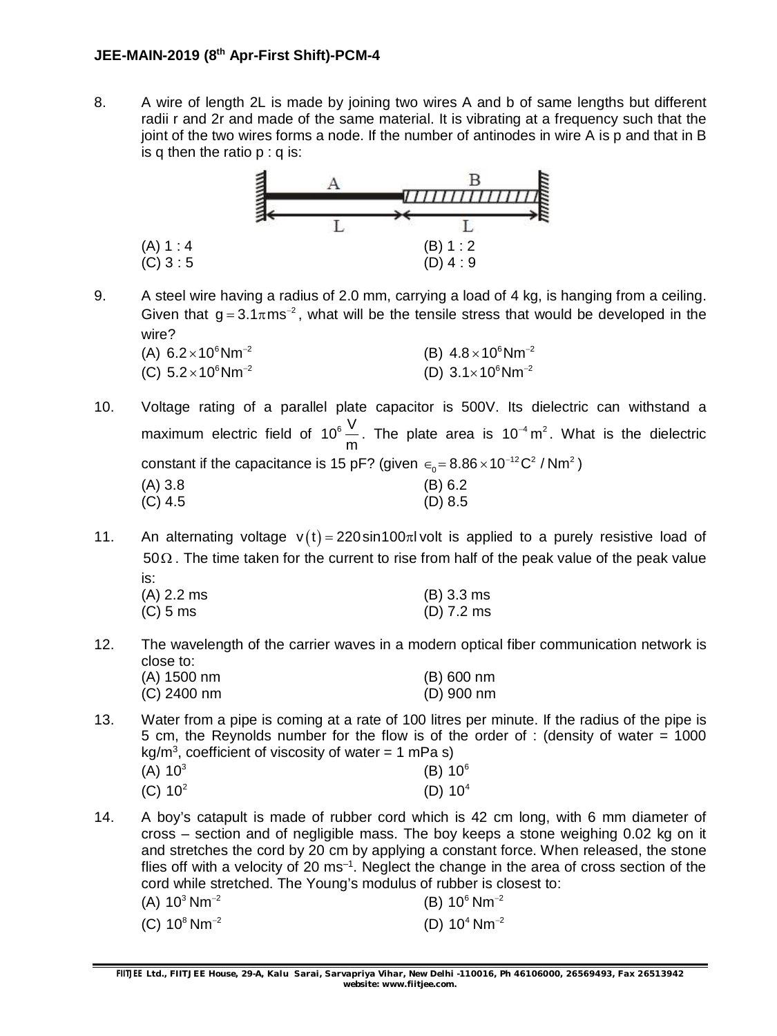8. A wire of length 2L is made by joining two wires A and b of same lengths but different radii r and 2r and made of the same material. It is vibrating at a frequency such that the joint of the two wires forms a node. If the number of antinodes in wire A is p and that in B is q then the ratio p : q is:

(A) 1 : 4 (B) 1 : 2
(C) 3 : 5 (D) 4 : 9

9. A steel wire having a radius of 2.0 mm, carrying a load of 4 kg, is hanging from a ceiling. Given that $g = 3.1\pi \, ms^{-2}$, what will be the tensile stress that would be developed in the wire?

(A) $6.2 \times 10^6 Nm^{-2}$ (B) $4.8 \times 10^6 Nm^{-2}$
(C) $5.2 \times 10^6 Nm^{-2}$ (D) $3.1 \times 10^6 Nm^{-2}$

10. Voltage rating of a parallel plate capacitor is 500V. Its dielectric can withstand a maximum electric field of $10^6 \frac{V}{m}$. The plate area is $10^{-4} m^2$. What is the dielectric constant if the capacitance is 15 pF? (given $\epsilon_0 = 8.86 \times 10^{-12} C^2 / Nm^2$)

(A) 3.8 (B) 6.2
(C) 4.5 (D) 8.5

11. An alternating voltage $v(t) = 220 \sin 100\pi t$ volt is applied to a purely resistive load of $50\Omega$. The time taken for the current to rise from half of the peak value of the peak value is:

(A) 2.2 ms (B) 3.3 ms
(C) 5 ms (D) 7.2 ms

12. The wavelength of the carrier waves in a modern optical fiber communication network is close to:

(A) 1500 nm (B) 600 nm
(C) 2400 nm (D) 900 nm

13. Water from a pipe is coming at a rate of 100 litres per minute. If the radius of the pipe is 5 cm, the Reynolds number for the flow is of the order of : (density of water = 1000 $kg/m^3$, coefficient of viscosity of water = 1 mPa s)

(A) $10^3$ (B) $10^6$
(C) $10^2$ (D) $10^4$

14. A boy's catapult is made of rubber cord which is 42 cm long, with 6 mm diameter of cross – section and of negligible mass. The boy keeps a stone weighing 0.02 kg on it and stretches the cord by 20 cm by applying a constant force. When released, the stone flies off with a velocity of 20 $ms^{-1}$. Neglect the change in the area of cross section of the cord while stretched. The Young's modulus of rubber is closest to:

(A) $10^3 \, Nm^{-2}$ (B) $10^6 \, Nm^{-2}$
(C) $10^8 \, Nm^{-2}$ (D) $10^4 \, Nm^{-2}$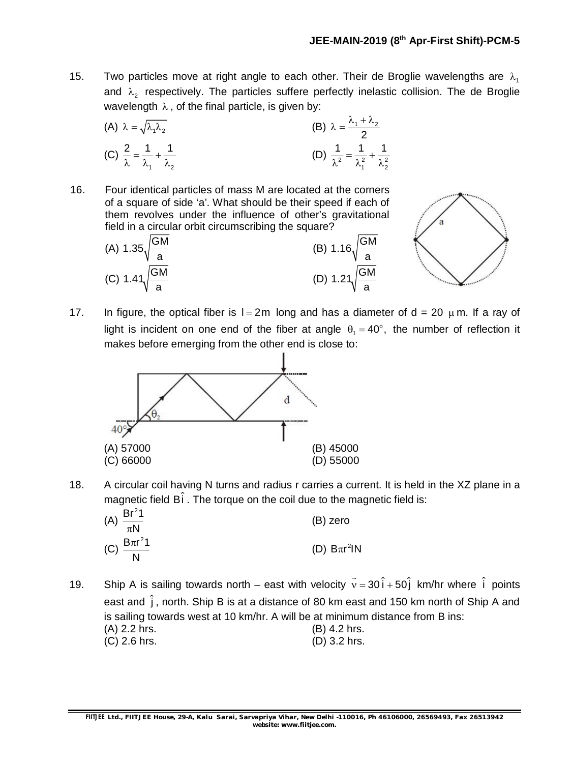15. Two particles move at right angle to each other. Their de Broglie wavelengths are $\lambda_1$ and $\lambda_2$ respectively. The particles suffere perfectly inelastic collision. The de Broglie wavelength $\lambda$, of the final particle, is given by:

(A) $\lambda = \sqrt{\lambda_1 \lambda_2}$
(B) $\lambda = \dfrac{\lambda_1 + \lambda_2}{2}$
(C) $\dfrac{2}{\lambda} = \dfrac{1}{\lambda_1} + \dfrac{1}{\lambda_2}$
(D) $\dfrac{1}{\lambda^2} = \dfrac{1}{\lambda_1^2} + \dfrac{1}{\lambda_2^2}$

16. Four identical particles of mass M are located at the corners of a square of side 'a'. What should be their speed if each of them revolves under the influence of other's gravitational field in a circular orbit circumscribing the square?

(A) $1.35\sqrt{\dfrac{GM}{a}}$
(B) $1.16\sqrt{\dfrac{GM}{a}}$
(C) $1.41\sqrt{\dfrac{GM}{a}}$
(D) $1.21\sqrt{\dfrac{GM}{a}}$

17. In figure, the optical fiber is $l = 2\text{m}$ long and has a diameter of d = 20 $\mu$m. If a ray of light is incident on one end of the fiber at angle $\theta_1 = 40^\circ$, the number of reflection it makes before emerging from the other end is close to:

(A) 57000
(B) 45000
(C) 66000
(D) 55000

18. A circular coil having N turns and radius r carries a current. It is held in the XZ plane in a magnetic field $B\hat{i}$. The torque on the coil due to the magnetic field is:

(A) $\dfrac{Br^2 1}{\pi N}$
(B) zero
(C) $\dfrac{B\pi r^2 1}{N}$
(D) $B\pi r^2 IN$

19. Ship A is sailing towards north – east with velocity $\vec{v} = 30\hat{i} + 50\hat{j}$ km/hr where $\hat{i}$ points east and $\hat{j}$, north. Ship B is at a distance of 80 km east and 150 km north of Ship A and is sailing towards west at 10 km/hr. A will be at minimum distance from B ins:

(A) 2.2 hrs.
(B) 4.2 hrs.
(C) 2.6 hrs.
(D) 3.2 hrs.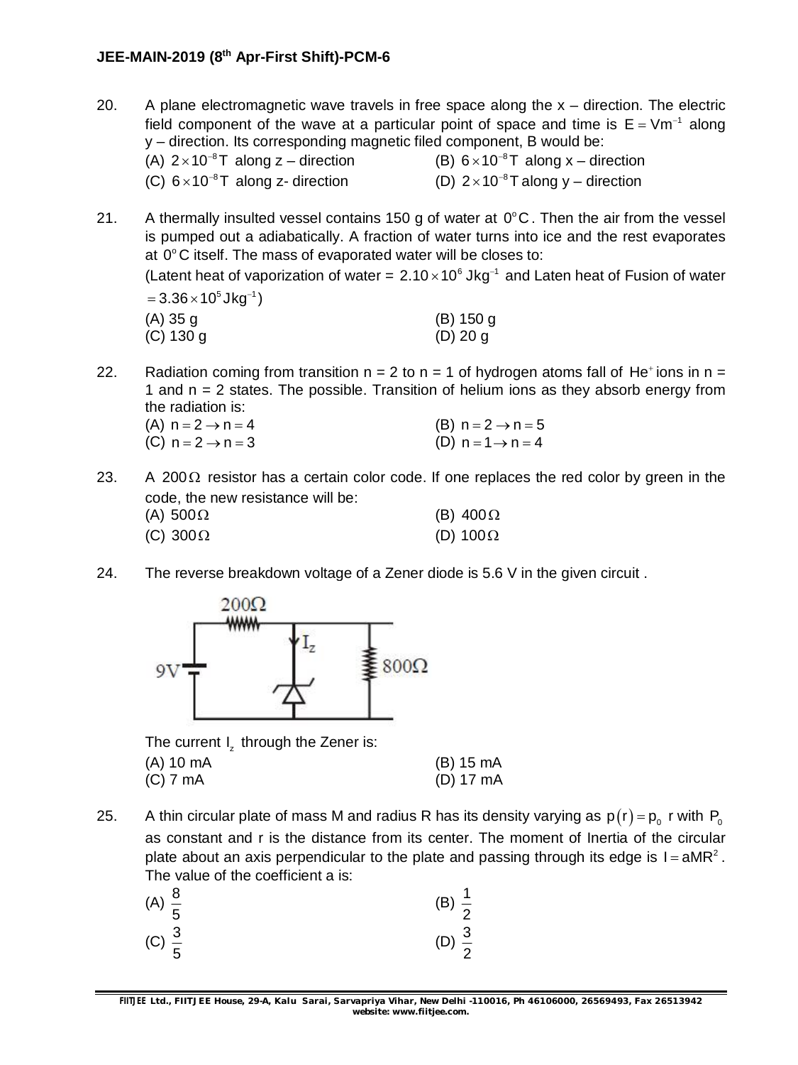20. A plane electromagnetic wave travels in free space along the x – direction. The electric field component of the wave at a particular point of space and time is $E = Vm^{-1}$ along y – direction. Its corresponding magnetic filed component, B would be:

(A) $2\times10^{-8}$T along z – direction
(B) $6\times10^{-8}$T along x – direction
(C) $6\times10^{-8}$T along z- direction
(D) $2\times10^{-8}$T along y – direction

21. A thermally insulted vessel contains 150 g of water at $0^oC$. Then the air from the vessel is pumped out a adiabatically. A fraction of water turns into ice and the rest evaporates at $0^oC$ itself. The mass of evaporated water will be closes to:
(Latent heat of vaporization of water = $2.10\times10^{6}\,Jkg^{-1}$ and Laten heat of Fusion of water $= 3.36\times10^{5}\,Jkg^{-1}$)

(A) 35 g
(B) 150 g
(C) 130 g
(D) 20 g

22. Radiation coming from transition n = 2 to n = 1 of hydrogen atoms fall of $He^{+}$ ions in n = 1 and n = 2 states. The possible. Transition of helium ions as they absorb energy from the radiation is:

(A) $n = 2 \rightarrow n = 4$
(B) $n = 2 \rightarrow n = 5$
(C) $n = 2 \rightarrow n = 3$
(D) $n = 1 \rightarrow n = 4$

23. A $200\Omega$ resistor has a certain color code. If one replaces the red color by green in the code, the new resistance will be:

(A) $500\Omega$
(B) $400\Omega$
(C) $300\Omega$
(D) $100\Omega$

24. The reverse breakdown voltage of a Zener diode is 5.6 V in the given circuit .

The current $I_z$ through the Zener is:

(A) 10 mA
(B) 15 mA
(C) 7 mA
(D) 17 mA

25. A thin circular plate of mass M and radius R has its density varying as $p(r) = p_0$ r with $P_0$ as constant and r is the distance from its center. The moment of Inertia of the circular plate about an axis perpendicular to the plate and passing through its edge is $I = aMR^2$. The value of the coefficient a is:

(A) $\frac{8}{5}$
(B) $\frac{1}{2}$
(C) $\frac{3}{5}$
(D) $\frac{3}{2}$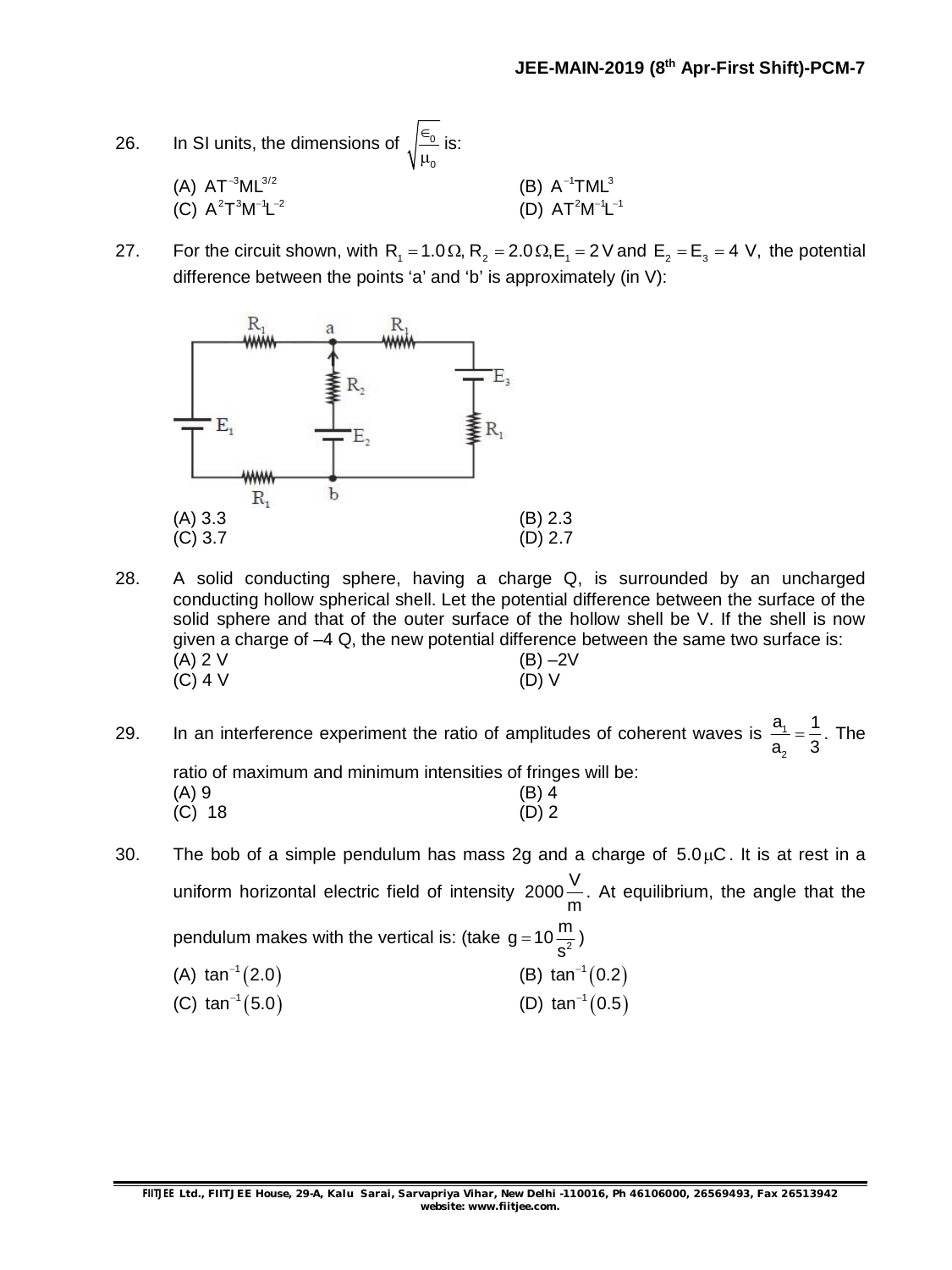26. In SI units, the dimensions of $\sqrt{\frac{\epsilon_0}{\mu_0}}$ is:

(A) $AT^{-3}ML^{3/2}$ (B) $A^{-1}TML^{3}$
(C) $A^2T^3M^{-1}L^{-2}$ (D) $AT^2M^{-1}L^{-1}$

27. For the circuit shown, with $R_1 = 1.0\,\Omega, R_2 = 2.0\,\Omega, E_1 = 2\,V$ and $E_2 = E_3 = 4$ V, the potential difference between the points 'a' and 'b' is approximately (in V):

(A) 3.3 (B) 2.3
(C) 3.7 (D) 2.7

28. A solid conducting sphere, having a charge Q, is surrounded by an uncharged conducting hollow spherical shell. Let the potential difference between the surface of the solid sphere and that of the outer surface of the hollow shell be V. If the shell is now given a charge of –4 Q, the new potential difference between the same two surface is:

(A) 2 V (B) –2V
(C) 4 V (D) V

29. In an interference experiment the ratio of amplitudes of coherent waves is $\frac{a_1}{a_2} = \frac{1}{3}$. The ratio of maximum and minimum intensities of fringes will be:

(A) 9 (B) 4
(C) 18 (D) 2

30. The bob of a simple pendulum has mass 2g and a charge of $5.0\,\mu C$. It is at rest in a uniform horizontal electric field of intensity $2000\frac{V}{m}$. At equilibrium, the angle that the pendulum makes with the vertical is: (take $g = 10\frac{m}{s^2}$)

(A) $\tan^{-1}(2.0)$ (B) $\tan^{-1}(0.2)$
(C) $\tan^{-1}(5.0)$ (D) $\tan^{-1}(0.5)$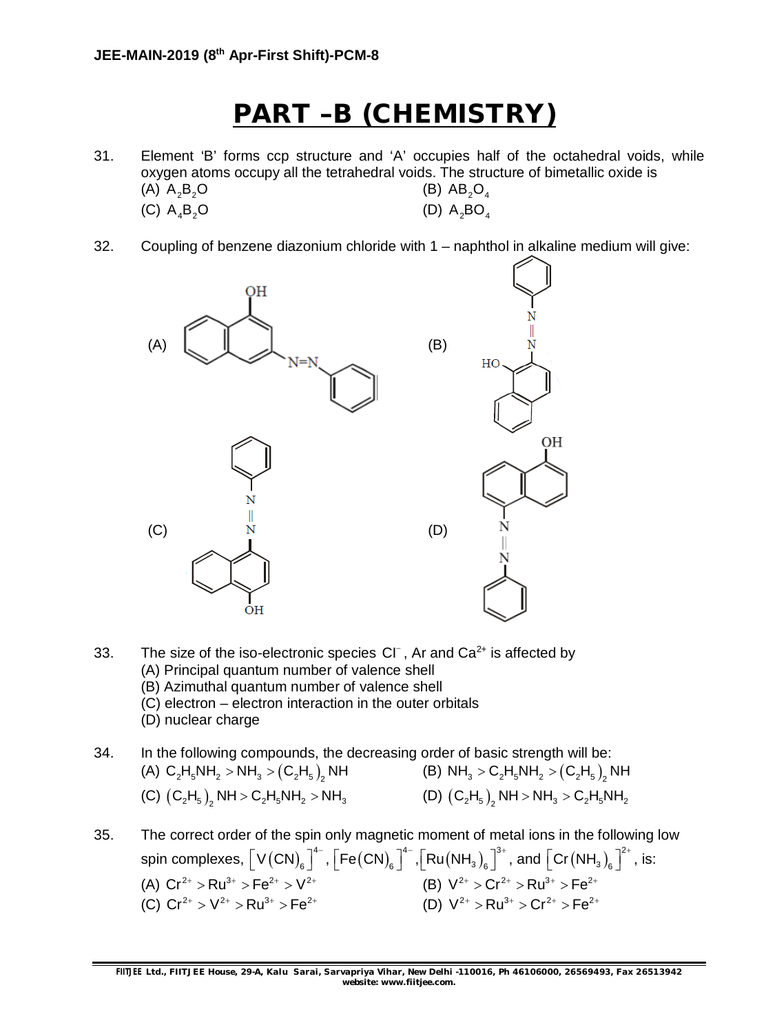# PART –B (CHEMISTRY)

31. Element 'B' forms ccp structure and 'A' occupies half of the octahedral voids, while oxygen atoms occupy all the tetrahedral voids. The structure of bimetallic oxide is

(A) $A_2B_2O$
(B) $AB_2O_4$
(C) $A_4B_2O$
(D) $A_2BO_4$

32. Coupling of benzene diazonium chloride with 1 – naphthol in alkaline medium will give:

(A)

(B)

(C)

(D)

33. The size of the iso-electronic species $Cl^-$, Ar and $Ca^{2+}$ is affected by

(A) Principal quantum number of valence shell
(B) Azimuthal quantum number of valence shell
(C) electron – electron interaction in the outer orbitals
(D) nuclear charge

34. In the following compounds, the decreasing order of basic strength will be:

(A) $C_2H_5NH_2 > NH_3 > (C_2H_5)_2NH$
(B) $NH_3 > C_2H_5NH_2 > (C_2H_5)_2NH$
(C) $(C_2H_5)_2NH > C_2H_5NH_2 > NH_3$
(D) $(C_2H_5)_2NH > NH_3 > C_2H_5NH_2$

35. The correct order of the spin only magnetic moment of metal ions in the following low spin complexes, $[V(CN)_6]^{4-}$, $[Fe(CN)_6]^{4-}$, $[Ru(NH_3)_6]^{3+}$, and $[Cr(NH_3)_6]^{2+}$, is:

(A) $Cr^{2+} > Ru^{3+} > Fe^{2+} > V^{2+}$
(B) $V^{2+} > Cr^{2+} > Ru^{3+} > Fe^{2+}$
(C) $Cr^{2+} > V^{2+} > Ru^{3+} > Fe^{2+}$
(D) $V^{2+} > Ru^{3+} > Cr^{2+} > Fe^{2+}$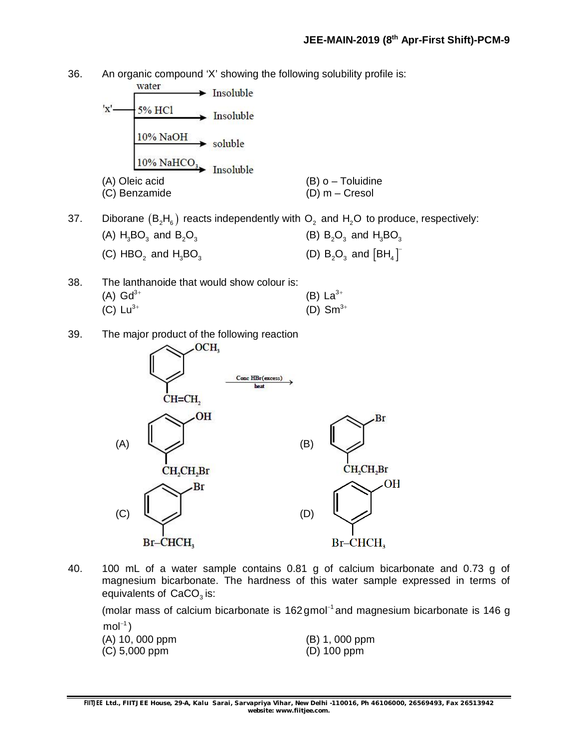36. An organic compound 'X' showing the following solubility profile is:

'x' — water → Insoluble
'x' — 5% HCl → Insoluble
'x' — 10% NaOH → soluble
'x' — 10% $NaHCO_3$ → Insoluble

(A) Oleic acid
(B) o – Toluidine
(C) Benzamide
(D) m – Cresol

37. Diborane $(B_2H_6)$ reacts independently with $O_2$ and $H_2O$ to produce, respectively:

(A) $H_3BO_3$ and $B_2O_3$
(B) $B_2O_3$ and $H_3BO_3$
(C) $HBO_2$ and $H_3BO_3$
(D) $B_2O_3$ and $[BH_4]^-$

38. The lanthanoide that would show colour is:

(A) $Gd^{3+}$
(B) $La^{3+}$
(C) $Lu^{3+}$
(D) $Sm^{3+}$

39. The major product of the following reaction

(Benzene ring with $OCH_3$ and $CH{=}CH_2$ in meta positions) $\xrightarrow[\text{heat}]{\text{Conc HBr(excess)}}$

(A) Benzene ring with $OH$ and $CH_2CH_2Br$ (meta)
(B) Benzene ring with $Br$ and $CH_2CH_2Br$ (meta)
(C) Benzene ring with $Br$ and $Br{-}CHCH_3$ (meta)
(D) Benzene ring with $OH$ and $Br{-}CHCH_3$ (meta)

40. 100 mL of a water sample contains 0.81 g of calcium bicarbonate and 0.73 g of magnesium bicarbonate. The hardness of this water sample expressed in terms of equivalents of $CaCO_3$ is:

(molar mass of calcium bicarbonate is 162 $g mol^{-1}$ and magnesium bicarbonate is 146 g $mol^{-1}$)

(A) 10, 000 ppm
(B) 1, 000 ppm
(C) 5,000 ppm
(D) 100 ppm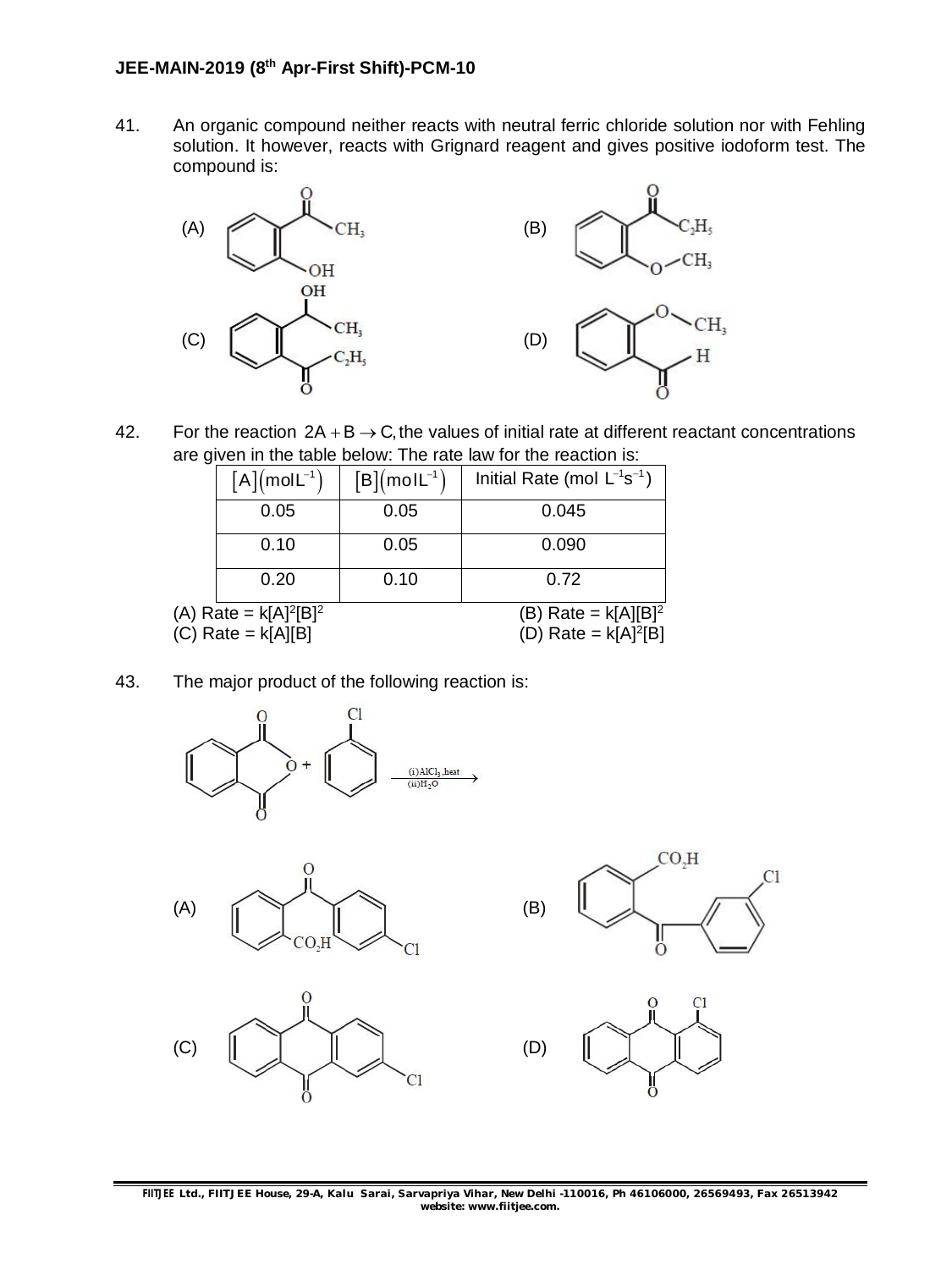41. An organic compound neither reacts with neutral ferric chloride solution nor with Fehling solution. It however, reacts with Grignard reagent and gives positive iodoform test. The compound is:

(A) (B)

(C) (D)

42. For the reaction $2A + B \rightarrow C$, the values of initial rate at different reactant concentrations are given in the table below: The rate law for the reaction is:

| $[A](molL^{-1})$ | $[B](molL^{-1})$ | Initial Rate (mol $L^{-1}s^{-1}$) |
|---|---|---|
| 0.05 | 0.05 | 0.045 |
| 0.10 | 0.05 | 0.090 |
| 0.20 | 0.10 | 0.72 |

(A) Rate = $k[A]^2[B]^2$
(B) Rate = $k[A][B]^2$
(C) Rate = $k[A][B]$
(D) Rate = $k[A]^2[B]$

43. The major product of the following reaction is:

$\xrightarrow[\text{(ii)}H_2O]{\text{(i)}AlCl_3\text{,heat}}$

(A) (B)

(C) (D)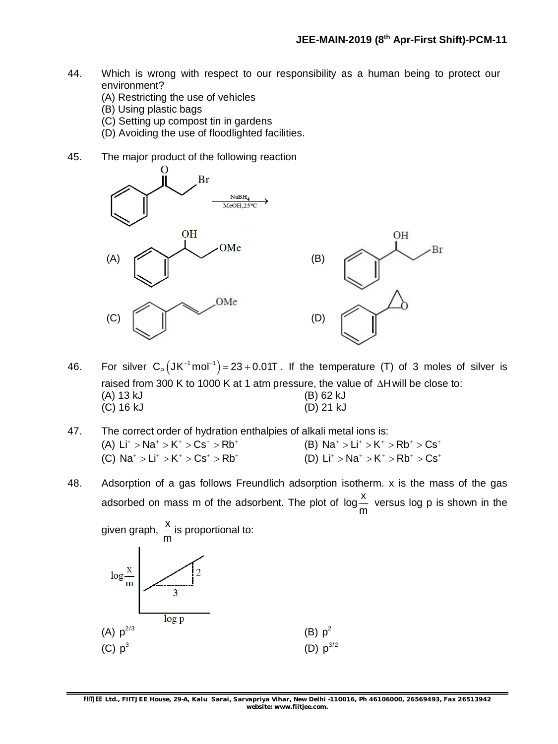44. Which is wrong with respect to our responsibility as a human being to protect our environment?
(A) Restricting the use of vehicles
(B) Using plastic bags
(C) Setting up compost tin in gardens
(D) Avoiding the use of floodlighted facilities.

45. The major product of the following reaction

$$PhCOCH_2Br \xrightarrow[\text{MeOH, 25°C}]{NaBH_4}$$

(A) $PhCH(OH)CH_2OMe$
(B) $PhCH(OH)CH_2Br$
(C) $PhCH=CHOMe$
(D) Styrene oxide (phenyl epoxide)

46. For silver $C_P\left(JK^{-1}mol^{-1}\right) = 23 + 0.01T$. If the temperature (T) of 3 moles of silver is raised from 300 K to 1000 K at 1 atm pressure, the value of $\Delta H$ will be close to:
(A) 13 kJ
(B) 62 kJ
(C) 16 kJ
(D) 21 kJ

47. The correct order of hydration enthalpies of alkali metal ions is:
(A) $Li^+ > Na^+ > K^+ > Cs^+ > Rb^+$
(B) $Na^+ > Li^+ > K^+ > Rb^+ > Cs^+$
(C) $Na^+ > Li^+ > K^+ > Cs^+ > Rb^+$
(D) $Li^+ > Na^+ > K^+ > Rb^+ > Cs^+$

48. Adsorption of a gas follows Freundlich adsorption isotherm. x is the mass of the gas adsorbed on mass m of the adsorbent. The plot of $\log\frac{x}{m}$ versus log p is shown in the given graph, $\frac{x}{m}$ is proportional to:

(Graph: $\log\frac{x}{m}$ vs log p, straight line with rise 2 over run 3)

(A) $p^{2/3}$
(B) $p^2$
(C) $p^3$
(D) $p^{3/2}$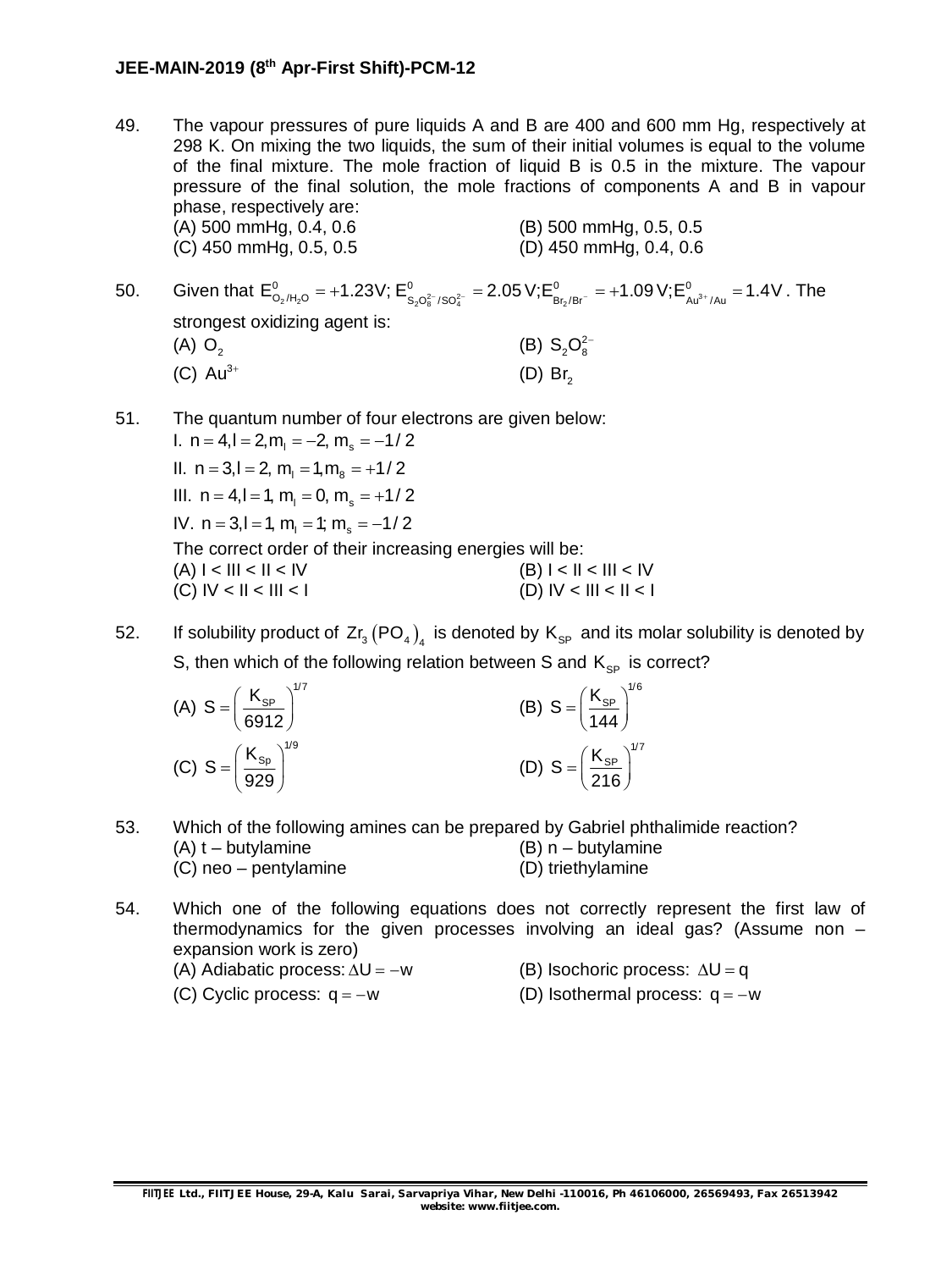49. The vapour pressures of pure liquids A and B are 400 and 600 mm Hg, respectively at 298 K. On mixing the two liquids, the sum of their initial volumes is equal to the volume of the final mixture. The mole fraction of liquid B is 0.5 in the mixture. The vapour pressure of the final solution, the mole fractions of components A and B in vapour phase, respectively are:

(A) 500 mmHg, 0.4, 0.6
(B) 500 mmHg, 0.5, 0.5
(C) 450 mmHg, 0.5, 0.5
(D) 450 mmHg, 0.4, 0.6

50. Given that $E^0_{O_2/H_2O} = +1.23V$; $E^0_{S_2O_8^{2-}/SO_4^{2-}} = 2.05\,V$; $E^0_{Br_2/Br^-} = +1.09\,V$; $E^0_{Au^{3+}/Au} = 1.4V$. The strongest oxidizing agent is:

(A) $O_2$
(B) $S_2O_8^{2-}$
(C) $Au^{3+}$
(D) $Br_2$

51. The quantum number of four electrons are given below:

I. $n = 4, l = 2, m_l = -2, m_s = -1/2$

II. $n = 3, l = 2, m_l = 1, m_8 = +1/2$

III. $n = 4, l = 1, m_l = 0, m_s = +1/2$

IV. $n = 3, l = 1, m_l = 1; m_s = -1/2$

The correct order of their increasing energies will be:

(A) I < III < II < IV
(B) I < II < III < IV
(C) IV < II < III < I
(D) IV < III < II < I

52. If solubility product of $Zr_3(PO_4)_4$ is denoted by $K_{SP}$ and its molar solubility is denoted by S, then which of the following relation between S and $K_{SP}$ is correct?

(A) $S = \left(\frac{K_{SP}}{6912}\right)^{1/7}$
(B) $S = \left(\frac{K_{SP}}{144}\right)^{1/6}$
(C) $S = \left(\frac{K_{Sp}}{929}\right)^{1/9}$
(D) $S = \left(\frac{K_{SP}}{216}\right)^{1/7}$

53. Which of the following amines can be prepared by Gabriel phthalimide reaction?

(A) t – butylamine
(B) n – butylamine
(C) neo – pentylamine
(D) triethylamine

54. Which one of the following equations does not correctly represent the first law of thermodynamics for the given processes involving an ideal gas? (Assume non – expansion work is zero)

(A) Adiabatic process: $\Delta U = -w$
(B) Isochoric process: $\Delta U = q$
(C) Cyclic process: $q = -w$
(D) Isothermal process: $q = -w$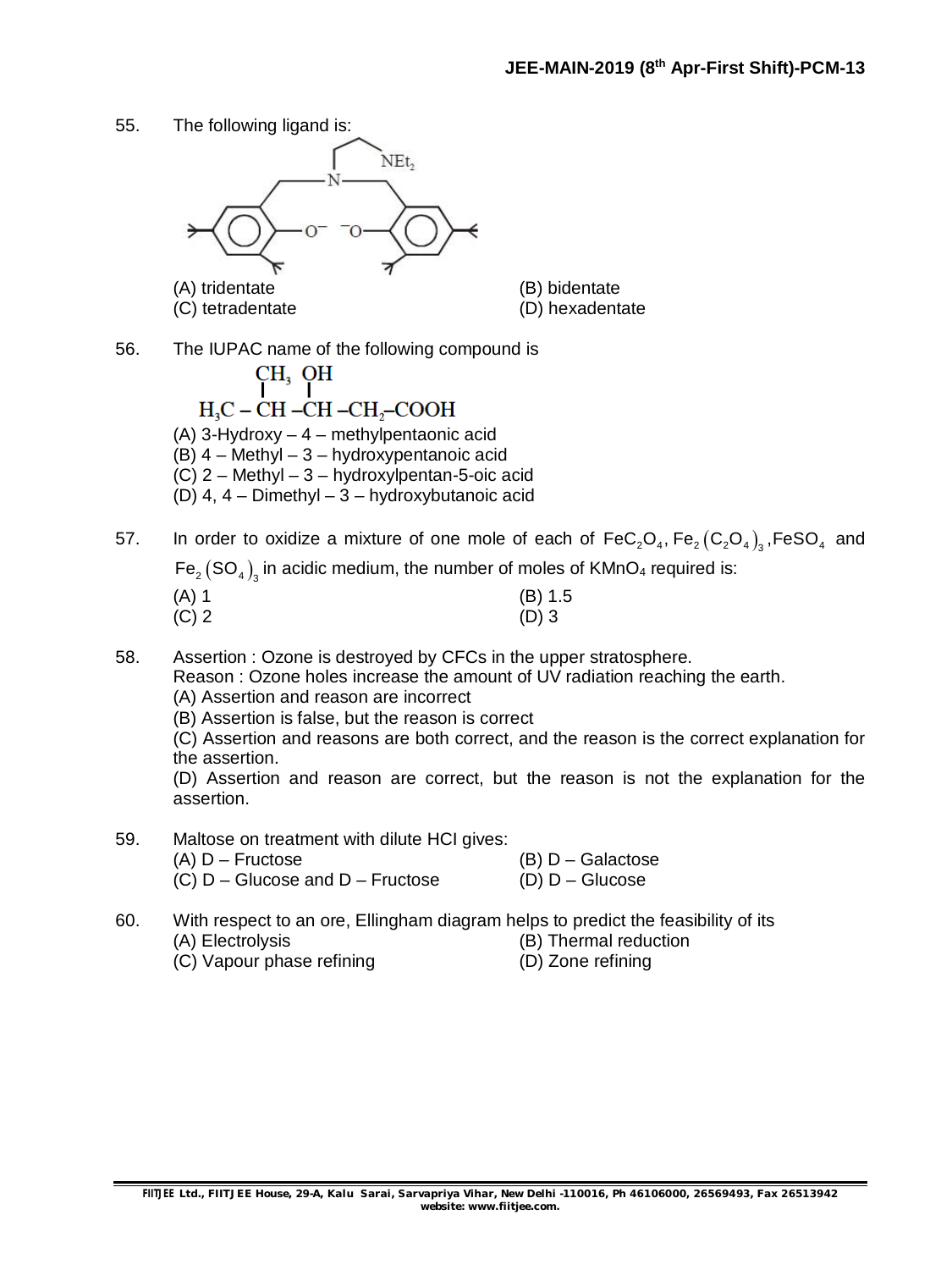55. The following ligand is:

(A) tridentate
(B) bidentate
(C) tetradentate
(D) hexadentate

56. The IUPAC name of the following compound is

$$H_3C - \underset{CH_3}{CH} - \underset{OH}{CH} - CH_2 - COOH$$

(A) 3-Hydroxy – 4 – methylpentaonic acid
(B) 4 – Methyl – 3 – hydroxypentanoic acid
(C) 2 – Methyl – 3 – hydroxylpentan-5-oic acid
(D) 4, 4 – Dimethyl – 3 – hydroxybutanoic acid

57. In order to oxidize a mixture of one mole of each of $FeC_2O_4$, $Fe_2(C_2O_4)_3$, $FeSO_4$ and $Fe_2(SO_4)_3$ in acidic medium, the number of moles of $KMnO_4$ required is:

(A) 1
(B) 1.5
(C) 2
(D) 3

58. Assertion : Ozone is destroyed by CFCs in the upper stratosphere.
Reason : Ozone holes increase the amount of UV radiation reaching the earth.

(A) Assertion and reason are incorrect
(B) Assertion is false, but the reason is correct
(C) Assertion and reasons are both correct, and the reason is the correct explanation for the assertion.
(D) Assertion and reason are correct, but the reason is not the explanation for the assertion.

59. Maltose on treatment with dilute HCl gives:

(A) D – Fructose
(B) D – Galactose
(C) D – Glucose and D – Fructose
(D) D – Glucose

60. With respect to an ore, Ellingham diagram helps to predict the feasibility of its

(A) Electrolysis
(B) Thermal reduction
(C) Vapour phase refining
(D) Zone refining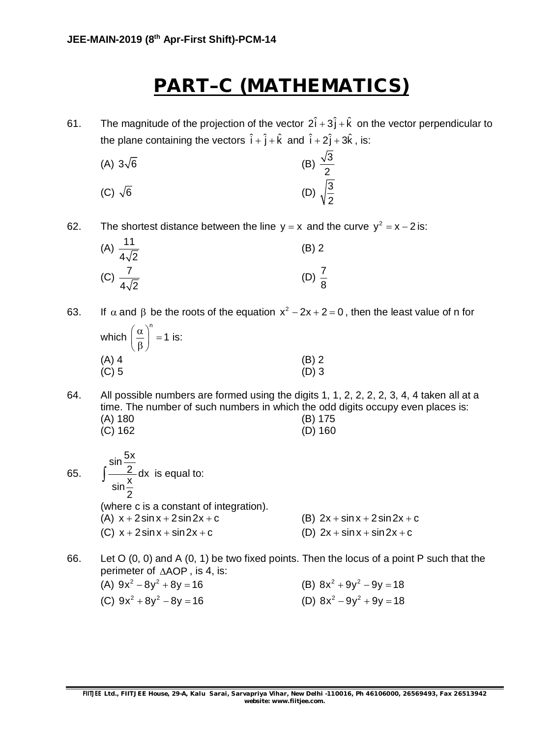# PART–C (MATHEMATICS)

61. The magnitude of the projection of the vector $2\hat{i}+3\hat{j}+\hat{k}$ on the vector perpendicular to the plane containing the vectors $\hat{i}+\hat{j}+\hat{k}$ and $\hat{i}+2\hat{j}+3\hat{k}$, is:

(A) $3\sqrt{6}$  (B) $\frac{\sqrt{3}}{2}$

(C) $\sqrt{6}$  (D) $\sqrt{\frac{3}{2}}$

62. The shortest distance between the line $y = x$ and the curve $y^2 = x - 2$ is:

(A) $\frac{11}{4\sqrt{2}}$  (B) 2

(C) $\frac{7}{4\sqrt{2}}$  (D) $\frac{7}{8}$

63. If $\alpha$ and $\beta$ be the roots of the equation $x^2 - 2x + 2 = 0$, then the least value of n for which $\left(\frac{\alpha}{\beta}\right)^n = 1$ is:

(A) 4  (B) 2

(C) 5  (D) 3

64. All possible numbers are formed using the digits 1, 1, 2, 2, 2, 2, 3, 4, 4 taken all at a time. The number of such numbers in which the odd digits occupy even places is:

(A) 180  (B) 175

(C) 162  (D) 160

65. $\int \frac{\sin\frac{5x}{2}}{\sin\frac{x}{2}}dx$ is equal to:

(where c is a constant of integration).

(A) $x + 2\sin x + 2\sin 2x + c$  (B) $2x + \sin x + 2\sin 2x + c$

(C) $x + 2\sin x + \sin 2x + c$  (D) $2x + \sin x + \sin 2x + c$

66. Let O (0, 0) and A (0, 1) be two fixed points. Then the locus of a point P such that the perimeter of $\Delta AOP$, is 4, is:

(A) $9x^2 - 8y^2 + 8y = 16$  (B) $8x^2 + 9y^2 - 9y = 18$

(C) $9x^2 + 8y^2 - 8y = 16$  (D) $8x^2 - 9y^2 + 9y = 18$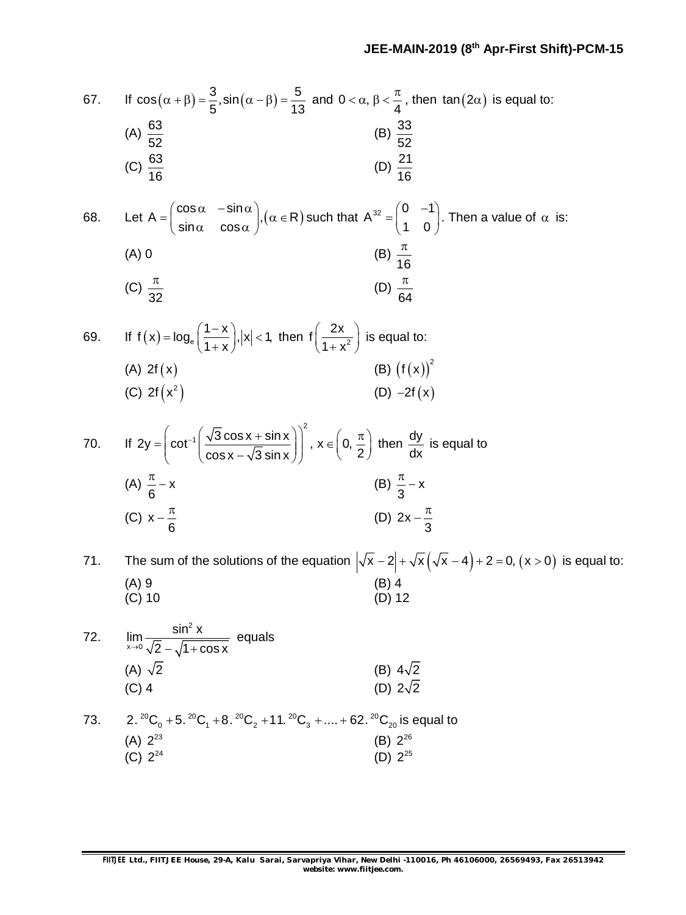67. If $\cos(\alpha+\beta)=\frac{3}{5}, \sin(\alpha-\beta)=\frac{5}{13}$ and $0<\alpha, \beta<\frac{\pi}{4}$, then $\tan(2\alpha)$ is equal to:

(A) $\frac{63}{52}$ (B) $\frac{33}{52}$

(C) $\frac{63}{16}$ (D) $\frac{21}{16}$

68. Let $A=\begin{pmatrix}\cos\alpha & -\sin\alpha \\ \sin\alpha & \cos\alpha\end{pmatrix}, (\alpha \in R)$ such that $A^{32}=\begin{pmatrix}0 & -1 \\ 1 & 0\end{pmatrix}$. Then a value of $\alpha$ is:

(A) 0 (B) $\frac{\pi}{16}$

(C) $\frac{\pi}{32}$ (D) $\frac{\pi}{64}$

69. If $f(x)=\log_e\left(\frac{1-x}{1+x}\right), |x|<1,$ then $f\left(\frac{2x}{1+x^2}\right)$ is equal to:

(A) $2f(x)$ (B) $(f(x))^2$

(C) $2f(x^2)$ (D) $-2f(x)$

70. If $2y=\left(\cot^{-1}\left(\frac{\sqrt{3}\cos x+\sin x}{\cos x-\sqrt{3}\sin x}\right)\right)^2$, $x\in\left(0, \frac{\pi}{2}\right)$ then $\frac{dy}{dx}$ is equal to

(A) $\frac{\pi}{6}-x$ (B) $\frac{\pi}{3}-x$

(C) $x-\frac{\pi}{6}$ (D) $2x-\frac{\pi}{3}$

71. The sum of the solutions of the equation $\left|\sqrt{x}-2\right|+\sqrt{x}\left(\sqrt{x}-4\right)+2=0, (x>0)$ is equal to:

(A) 9 (B) 4

(C) 10 (D) 12

72. $\lim\limits_{x\to 0}\frac{\sin^2 x}{\sqrt{2}-\sqrt{1+\cos x}}$ equals

(A) $\sqrt{2}$ (B) $4\sqrt{2}$

(C) 4 (D) $2\sqrt{2}$

73. $2.\,{}^{20}C_0+5.\,{}^{20}C_1+8.\,{}^{20}C_2+11.\,{}^{20}C_3+....+62.\,{}^{20}C_{20}$ is equal to

(A) $2^{23}$ (B) $2^{26}$

(C) $2^{24}$ (D) $2^{25}$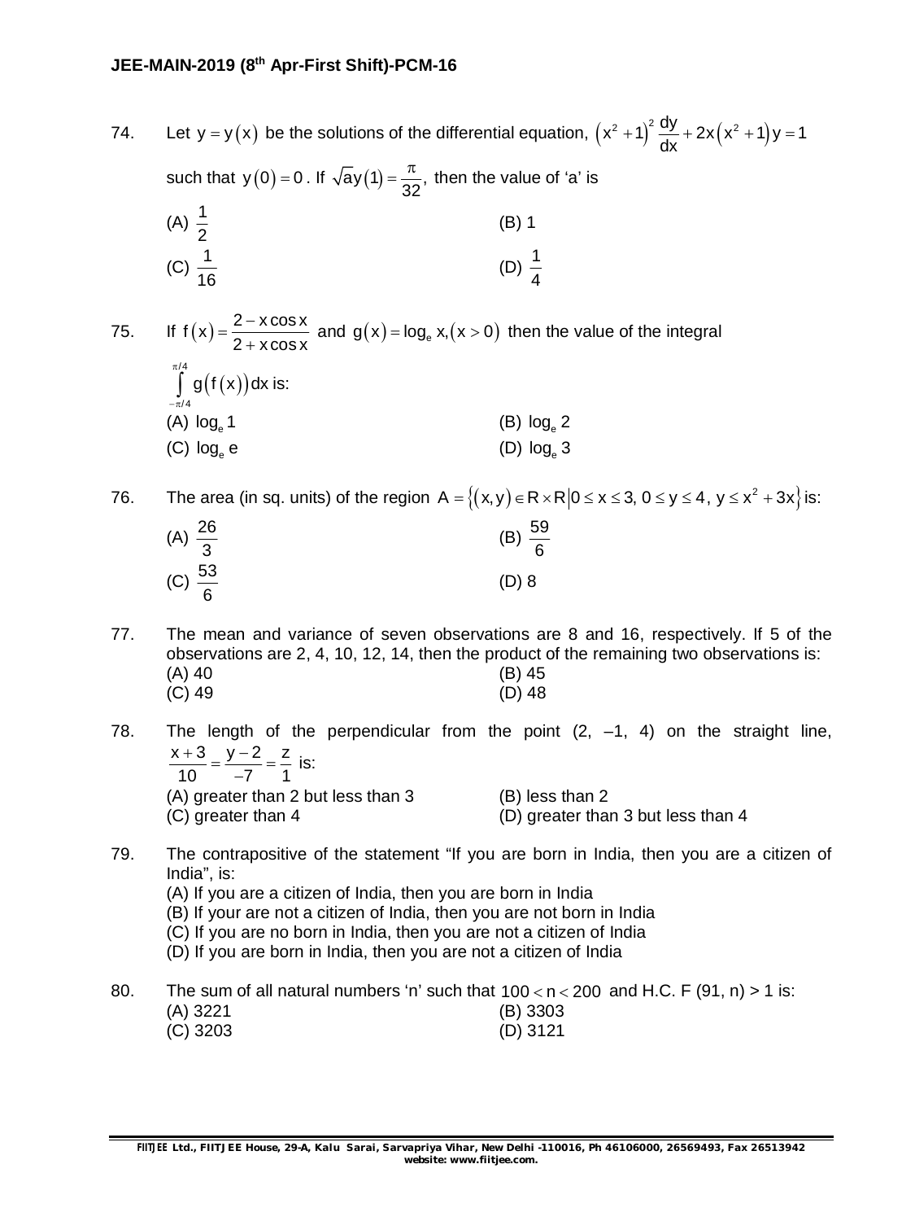74. Let $y = y(x)$ be the solutions of the differential equation, $\left(x^2+1\right)^2 \frac{dy}{dx} + 2x\left(x^2+1\right)y = 1$ such that $y(0) = 0$. If $\sqrt{a}y(1) = \frac{\pi}{32}$, then the value of 'a' is

(A) $\frac{1}{2}$
(B) 1
(C) $\frac{1}{16}$
(D) $\frac{1}{4}$

75. If $f(x) = \frac{2 - x\cos x}{2 + x\cos x}$ and $g(x) = \log_e x, (x > 0)$ then the value of the integral $\int_{-\pi/4}^{\pi/4} g(f(x))dx$ is:

(A) $\log_e 1$
(B) $\log_e 2$
(C) $\log_e e$
(D) $\log_e 3$

76. The area (in sq. units) of the region $A = \left\{(x, y) \in R \times R \middle| 0 \le x \le 3,\ 0 \le y \le 4,\ y \le x^2 + 3x\right\}$ is:

(A) $\frac{26}{3}$
(B) $\frac{59}{6}$
(C) $\frac{53}{6}$
(D) 8

77. The mean and variance of seven observations are 8 and 16, respectively. If 5 of the observations are 2, 4, 10, 12, 14, then the product of the remaining two observations is:

(A) 40
(B) 45
(C) 49
(D) 48

78. The length of the perpendicular from the point (2, –1, 4) on the straight line, $\frac{x+3}{10} = \frac{y-2}{-7} = \frac{z}{1}$ is:

(A) greater than 2 but less than 3
(B) less than 2
(C) greater than 4
(D) greater than 3 but less than 4

79. The contrapositive of the statement "If you are born in India, then you are a citizen of India", is:

(A) If you are a citizen of India, then you are born in India
(B) If your are not a citizen of India, then you are not born in India
(C) If you are no born in India, then you are not a citizen of India
(D) If you are born in India, then you are not a citizen of India

80. The sum of all natural numbers 'n' such that $100 < n < 200$ and H.C. F (91, n) > 1 is:

(A) 3221
(B) 3303
(C) 3203
(D) 3121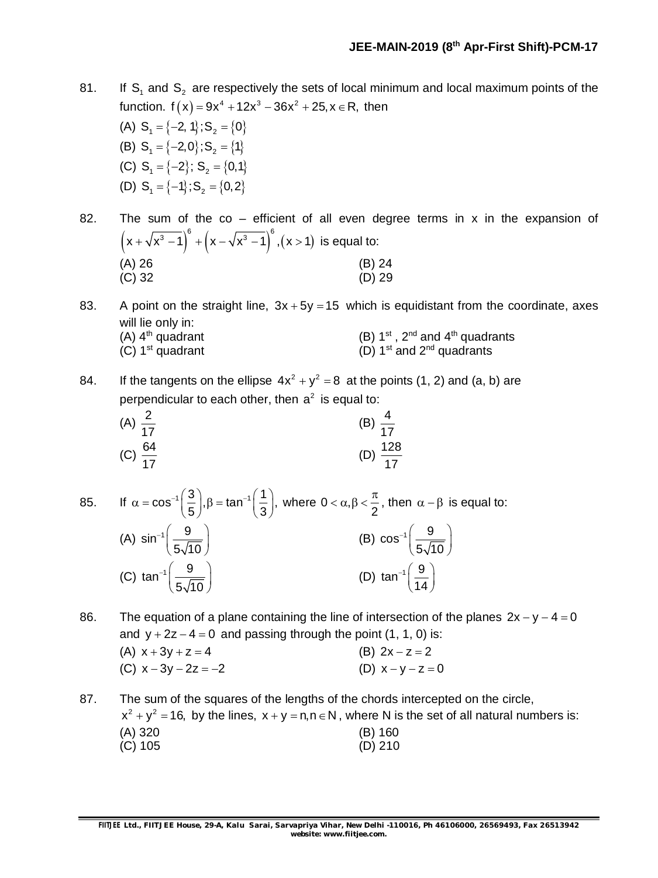81. If $S_1$ and $S_2$ are respectively the sets of local minimum and local maximum points of the function. $f(x) = 9x^4 + 12x^3 - 36x^2 + 25, x \in R,$ then

(A) $S_1 = \{-2, 1\}; S_2 = \{0\}$

(B) $S_1 = \{-2, 0\}; S_2 = \{1\}$

(C) $S_1 = \{-2\}; S_2 = \{0, 1\}$

(D) $S_1 = \{-1\}; S_2 = \{0, 2\}$

82. The sum of the co – efficient of all even degree terms in x in the expansion of $\left(x + \sqrt{x^3 - 1}\right)^6 + \left(x - \sqrt{x^3 - 1}\right)^6, (x > 1)$ is equal to:

(A) 26 (B) 24
(C) 32 (D) 29

83. A point on the straight line, $3x + 5y = 15$ which is equidistant from the coordinate, axes will lie only in:

(A) 4th quadrant (B) 1st, 2nd and 4th quadrants
(C) 1st quadrant (D) 1st and 2nd quadrants

84. If the tangents on the ellipse $4x^2 + y^2 = 8$ at the points (1, 2) and (a, b) are perpendicular to each other, then $a^2$ is equal to:

(A) $\frac{2}{17}$ (B) $\frac{4}{17}$
(C) $\frac{64}{17}$ (D) $\frac{128}{17}$

85. If $\alpha = \cos^{-1}\left(\frac{3}{5}\right), \beta = \tan^{-1}\left(\frac{1}{3}\right),$ where $0 < \alpha, \beta < \frac{\pi}{2}$, then $\alpha - \beta$ is equal to:

(A) $\sin^{-1}\left(\frac{9}{5\sqrt{10}}\right)$ (B) $\cos^{-1}\left(\frac{9}{5\sqrt{10}}\right)$
(C) $\tan^{-1}\left(\frac{9}{5\sqrt{10}}\right)$ (D) $\tan^{-1}\left(\frac{9}{14}\right)$

86. The equation of a plane containing the line of intersection of the planes $2x - y - 4 = 0$ and $y + 2z - 4 = 0$ and passing through the point (1, 1, 0) is:

(A) $x + 3y + z = 4$ (B) $2x - z = 2$
(C) $x - 3y - 2z = -2$ (D) $x - y - z = 0$

87. The sum of the squares of the lengths of the chords intercepted on the circle, $x^2 + y^2 = 16$, by the lines, $x + y = n, n \in N$, where N is the set of all natural numbers is:

(A) 320 (B) 160
(C) 105 (D) 210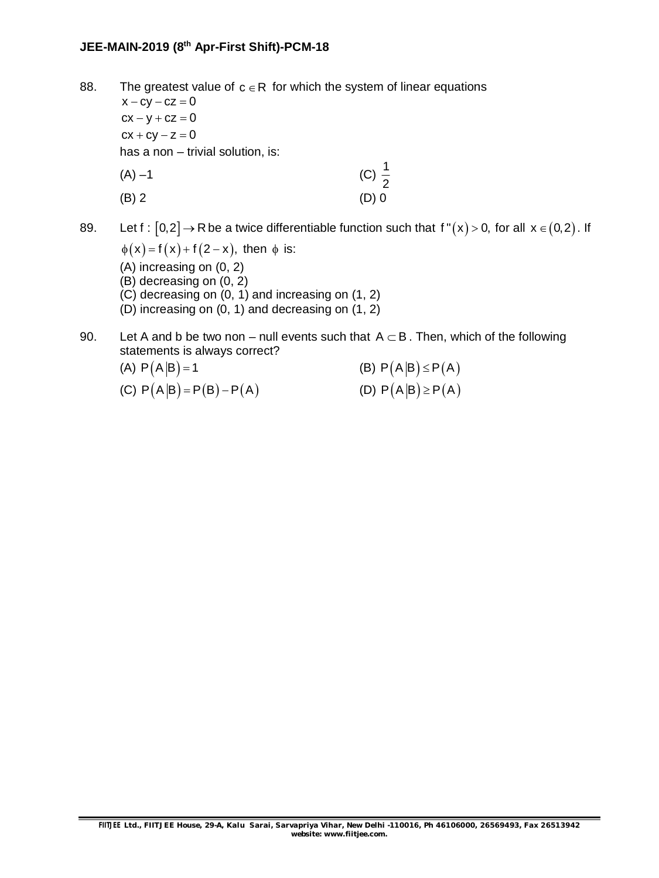88. The greatest value of $c \in R$ for which the system of linear equations

$x - cy - cz = 0$

$cx - y + cz = 0$

$cx + cy - z = 0$

has a non – trivial solution, is:

(A) –1 (C) $\frac{1}{2}$

(B) 2 (D) 0

89. Let f : $[0,2] \rightarrow R$ be a twice differentiable function such that $f''(x) > 0$, for all $x \in (0,2)$. If $\phi(x) = f(x) + f(2-x)$, then $\phi$ is:

(A) increasing on (0, 2)
(B) decreasing on (0, 2)
(C) decreasing on (0, 1) and increasing on (1, 2)
(D) increasing on (0, 1) and decreasing on (1, 2)

90. Let A and b be two non – null events such that $A \subset B$. Then, which of the following statements is always correct?

(A) $P(A|B) = 1$ (B) $P(A|B) \leq P(A)$

(C) $P(A|B) = P(B) - P(A)$ (D) $P(A|B) \geq P(A)$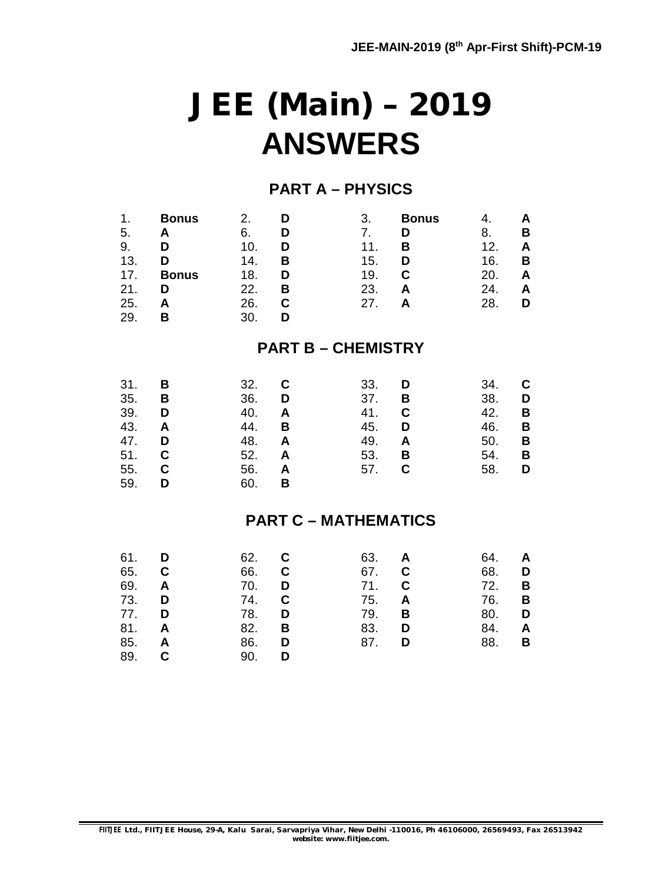# JEE (Main) – 2019
# ANSWERS

## PART A – PHYSICS

| | | | | | | | |
|---|---|---|---|---|---|---|---|
| 1. | **Bonus** | 2. | **D** | 3. | **Bonus** | 4. | **A** |
| 5. | **A** | 6. | **D** | 7. | **D** | 8. | **B** |
| 9. | **D** | 10. | **D** | 11. | **B** | 12. | **A** |
| 13. | **D** | 14. | **B** | 15. | **D** | 16. | **B** |
| 17. | **Bonus** | 18. | **D** | 19. | **C** | 20. | **A** |
| 21. | **D** | 22. | **B** | 23. | **A** | 24. | **A** |
| 25. | **A** | 26. | **C** | 27. | **A** | 28. | **D** |
| 29. | **B** | 30. | **D** | | | | |

## PART B – CHEMISTRY

| | | | | | | | |
|---|---|---|---|---|---|---|---|
| 31. | **B** | 32. | **C** | 33. | **D** | 34. | **C** |
| 35. | **B** | 36. | **D** | 37. | **B** | 38. | **D** |
| 39. | **D** | 40. | **A** | 41. | **C** | 42. | **B** |
| 43. | **A** | 44. | **B** | 45. | **D** | 46. | **B** |
| 47. | **D** | 48. | **A** | 49. | **A** | 50. | **B** |
| 51. | **C** | 52. | **A** | 53. | **B** | 54. | **B** |
| 55. | **C** | 56. | **A** | 57. | **C** | 58. | **D** |
| 59. | **D** | 60. | **B** | | | | |

## PART C – MATHEMATICS

| | | | | | | | |
|---|---|---|---|---|---|---|---|
| 61. | **D** | 62. | **C** | 63. | **A** | 64. | **A** |
| 65. | **C** | 66. | **C** | 67. | **C** | 68. | **D** |
| 69. | **A** | 70. | **D** | 71. | **C** | 72. | **B** |
| 73. | **D** | 74. | **C** | 75. | **A** | 76. | **B** |
| 77. | **D** | 78. | **D** | 79. | **B** | 80. | **D** |
| 81. | **A** | 82. | **B** | 83. | **D** | 84. | **A** |
| 85. | **A** | 86. | **D** | 87. | **D** | 88. | **B** |
| 89. | **C** | 90. | **D** | | | | |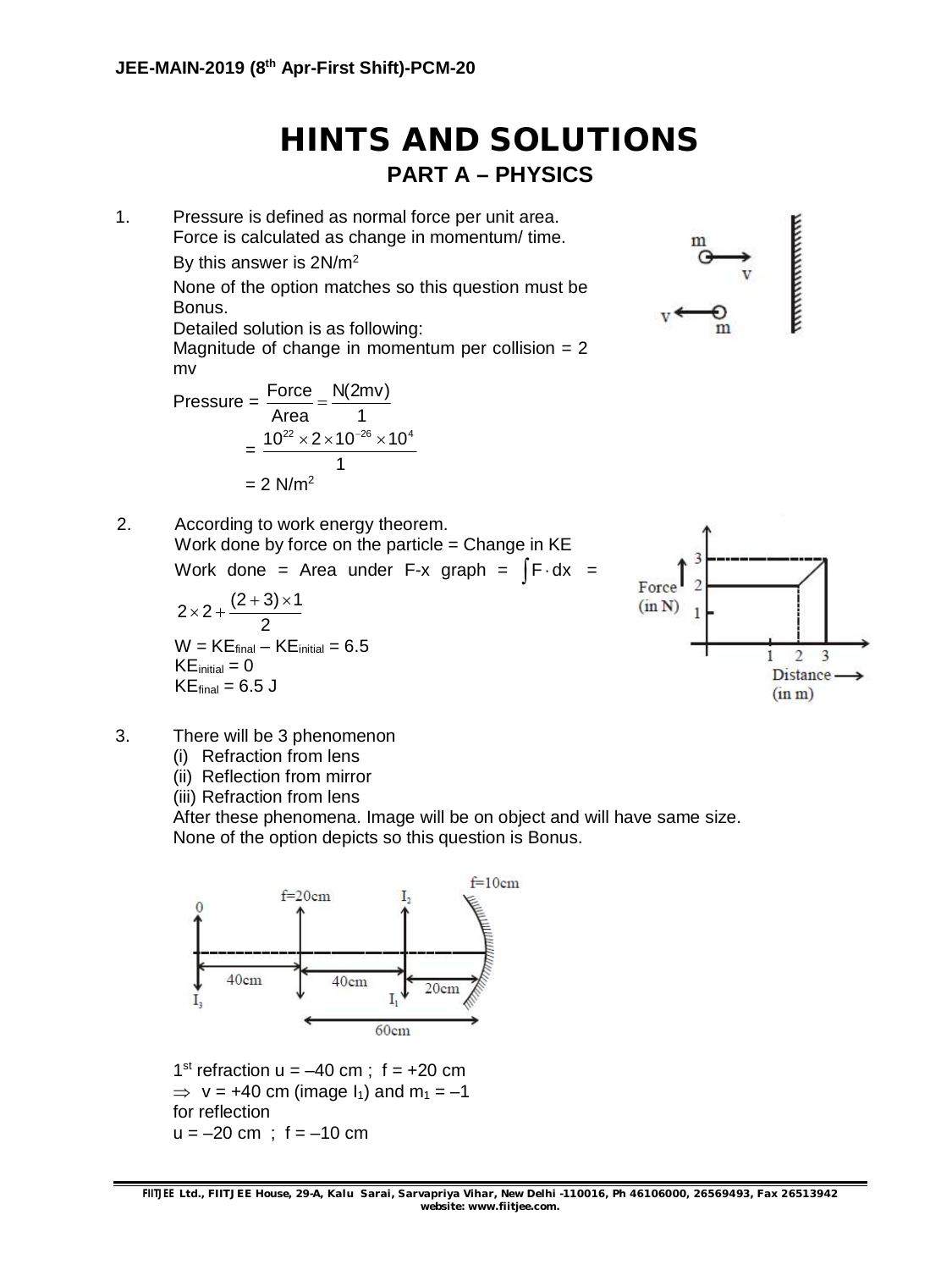# HINTS AND SOLUTIONS

## PART A – PHYSICS

1. Pressure is defined as normal force per unit area.
   Force is calculated as change in momentum/ time.
   By this answer is $2N/m^2$
   None of the option matches so this question must be Bonus.
   Detailed solution is as following:
   Magnitude of change in momentum per collision = 2 mv

   $$\text{Pressure} = \frac{\text{Force}}{\text{Area}} = \frac{N(2mv)}{1}$$

   $$= \frac{10^{22} \times 2 \times 10^{-26} \times 10^{4}}{1}$$

   $$= 2 \text{ N/m}^2$$

2. According to work energy theorem.
   Work done by force on the particle = Change in KE
   Work done = Area under F-x graph = $\int F \cdot dx$ = $2 \times 2 + \frac{(2+3) \times 1}{2}$

   $W = KE_{final} - KE_{initial} = 6.5$

   $KE_{initial} = 0$

   $KE_{final} = 6.5$ J

3. There will be 3 phenomenon
   (i) Refraction from lens
   (ii) Reflection from mirror
   (iii) Refraction from lens
   After these phenomena. Image will be on object and will have same size.
   None of the option depicts so this question is Bonus.

   $1^{st}$ refraction $u = -40$ cm ; $f = +20$ cm

   $\Rightarrow v = +40$ cm (image $I_1$) and $m_1 = -1$

   for reflection

   $u = -20$ cm ; $f = -10$ cm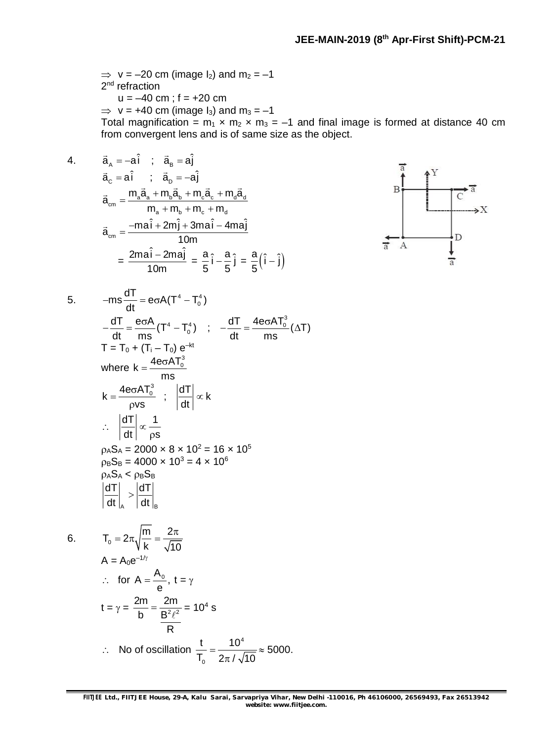$\Rightarrow$ v = –20 cm (image $I_2$) and $m_2$ = –1

2nd refraction

u = –40 cm ; f = +20 cm

$\Rightarrow$ v = +40 cm (image $I_3$) and $m_3$ = –1

Total magnification = $m_1 \times m_2 \times m_3$ = –1 and final image is formed at distance 40 cm from convergent lens and is of same size as the object.

4. $\vec{a}_A = -a\hat{i}$ ; $\vec{a}_B = a\hat{j}$

$\vec{a}_C = a\hat{i}$ ; $\vec{a}_D = -a\hat{j}$

$$\vec{a}_{cm} = \frac{m_a\vec{a}_a + m_b\vec{a}_b + m_c\vec{a}_c + m_d\vec{a}_d}{m_a + m_b + m_c + m_d}$$

$$\vec{a}_{cm} = \frac{-ma\hat{i} + 2m\hat{j} + 3ma\hat{i} - 4ma\hat{j}}{10m}$$

$$= \frac{2ma\hat{i} - 2ma\hat{j}}{10m} = \frac{a}{5}\hat{i} - \frac{a}{5}\hat{j} = \frac{a}{5}\left(\hat{i} - \hat{j}\right)$$

5. $$-ms\frac{dT}{dt} = e\sigma A(T^4 - T_0^4)$$

$$-\frac{dT}{dt} = \frac{e\sigma A}{ms}(T^4 - T_0^4) \quad ; \quad -\frac{dT}{dt} = \frac{4e\sigma AT_0^3}{ms}(\Delta T)$$

$T = T_0 + (T_i - T_0)\, e^{-kt}$

where $k = \dfrac{4e\sigma AT_0^3}{ms}$

$k = \dfrac{4e\sigma AT_0^3}{\rho vs}$ ; $\left|\dfrac{dT}{dt}\right| \propto k$

$\therefore \left|\dfrac{dT}{dt}\right| \propto \dfrac{1}{\rho s}$

$\rho_A S_A = 2000 \times 8 \times 10^2 = 16 \times 10^5$

$\rho_B S_B = 4000 \times 10^3 = 4 \times 10^6$

$\rho_A S_A < \rho_B S_B$

$\left|\dfrac{dT}{dt}\right|_A > \left|\dfrac{dT}{dt}\right|_B$

6. $$T_0 = 2\pi\sqrt{\frac{m}{k}} = \frac{2\pi}{\sqrt{10}}$$

$A = A_0 e^{-1/\gamma}$

$\therefore$ for $A = \dfrac{A_0}{e}$, t = $\gamma$

$$t = \gamma = \frac{2m}{b} = \frac{2m}{\frac{B^2\ell^2}{R}} = 10^4 \text{ s}$$

$\therefore$ No of oscillation $\dfrac{t}{T_0} = \dfrac{10^4}{2\pi/\sqrt{10}} \approx 5000.$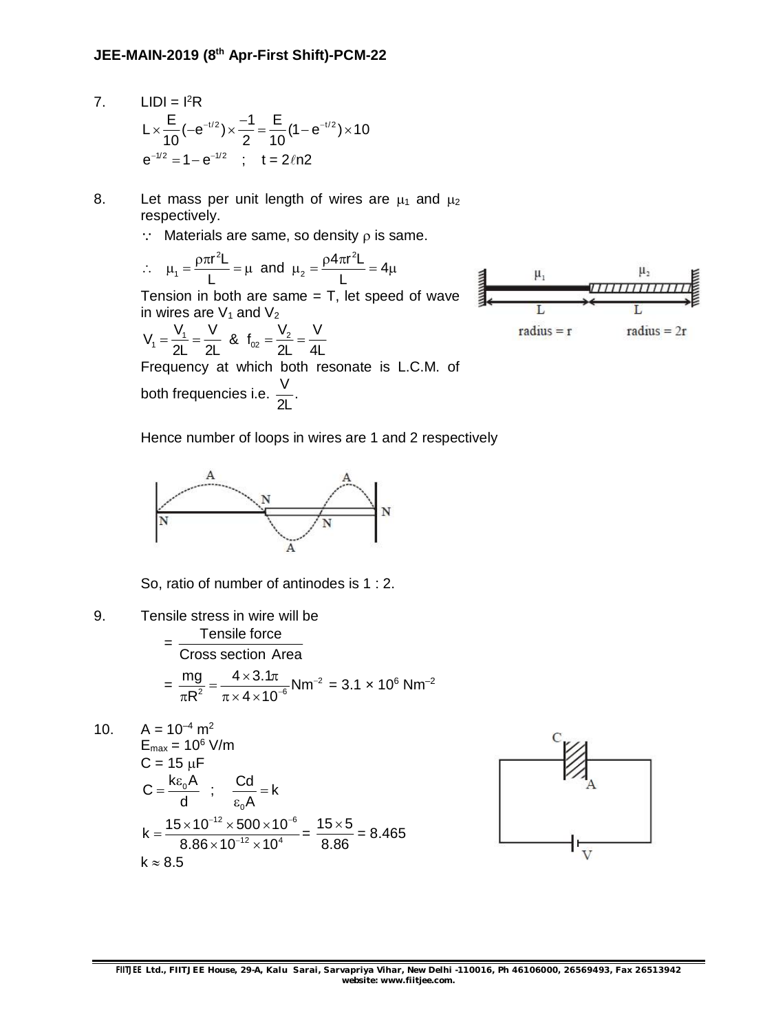7. LIDI = $I^2R$

$$L \times \frac{E}{10}(-e^{-t/2}) \times \frac{-1}{2} = \frac{E}{10}(1 - e^{-t/2}) \times 10$$

$$e^{-1/2} = 1 - e^{-1/2} \quad ; \quad t = 2\ell n2$$

8. Let mass per unit length of wires are $\mu_1$ and $\mu_2$ respectively.

$\because$ Materials are same, so density $\rho$ is same.

$$\therefore \quad \mu_1 = \frac{\rho\pi r^2 L}{L} = \mu \text{ and } \mu_2 = \frac{\rho 4\pi r^2 L}{L} = 4\mu$$

Tension in both are same = T, let speed of wave in wires are $V_1$ and $V_2$

$$V_1 = \frac{V_1}{2L} = \frac{V}{2L} \;\; \& \;\; f_{02} = \frac{V_2}{2L} = \frac{V}{4L}$$

Frequency at which both resonate is L.C.M. of both frequencies i.e. $\frac{V}{2L}$.

Hence number of loops in wires are 1 and 2 respectively

So, ratio of number of antinodes is 1 : 2.

9. Tensile stress in wire will be

$$= \frac{\text{Tensile force}}{\text{Cross section Area}}$$

$$= \frac{mg}{\pi R^2} = \frac{4 \times 3.1\pi}{\pi \times 4 \times 10^{-6}} Nm^{-2} = 3.1 \times 10^6 \; Nm^{-2}$$

10. $A = 10^{-4}$ m$^2$

$E_{max} = 10^6$ V/m

$C = 15\ \mu F$

$$C = \frac{k\varepsilon_0 A}{d} \quad ; \quad \frac{Cd}{\varepsilon_0 A} = k$$

$$k = \frac{15 \times 10^{-12} \times 500 \times 10^{-6}}{8.86 \times 10^{-12} \times 10^4} = \frac{15 \times 5}{8.86} = 8.465$$

$k \approx 8.5$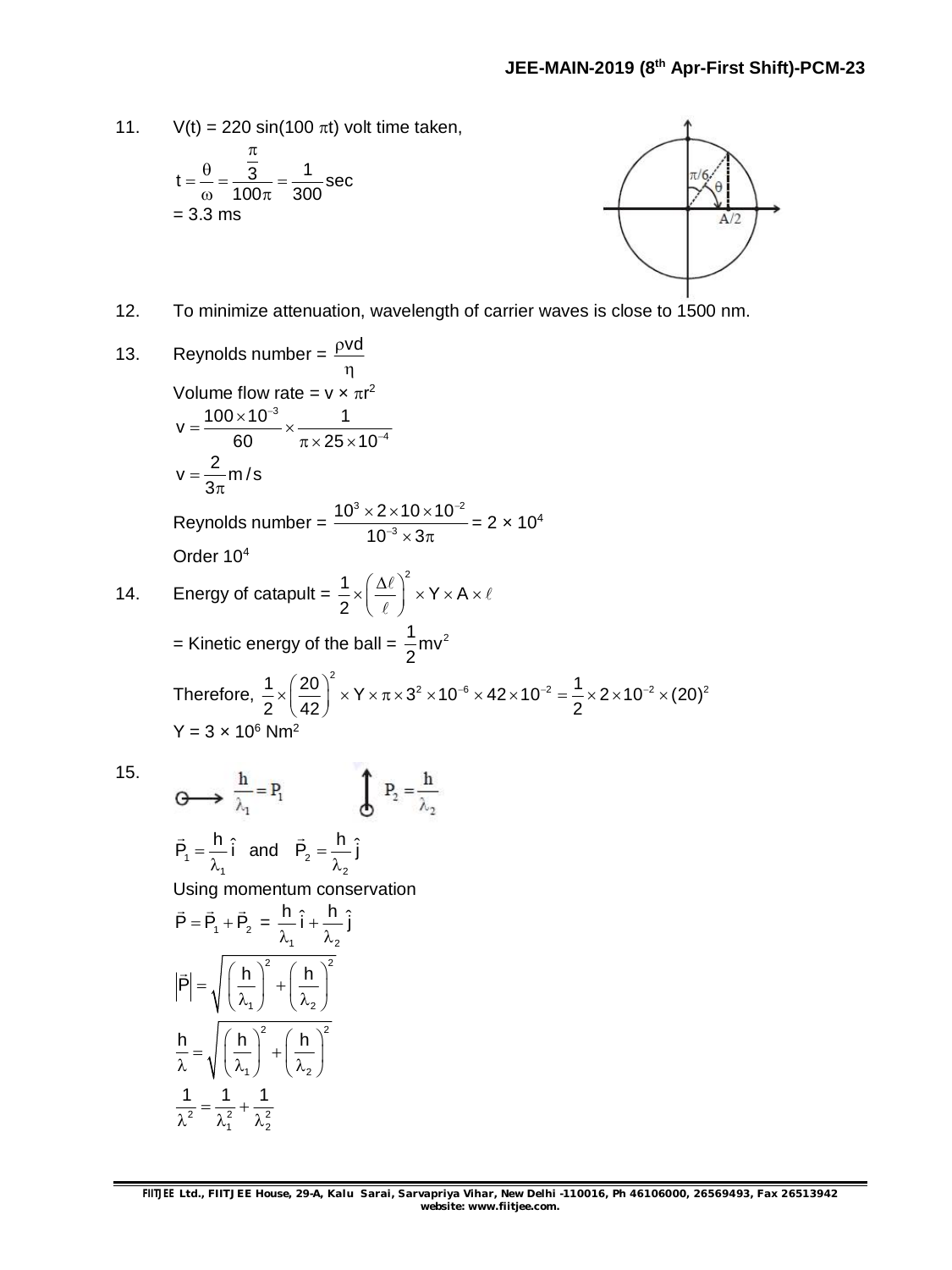11. V(t) = 220 sin(100 $\pi$t) volt time taken,

$$t = \frac{\theta}{\omega} = \frac{\frac{\pi}{3}}{100\pi} = \frac{1}{300}\text{sec}$$

= 3.3 ms

12. To minimize attenuation, wavelength of carrier waves is close to 1500 nm.

13. Reynolds number = $\frac{\rho v d}{\eta}$

Volume flow rate = v × $\pi r^2$

$$v = \frac{100 \times 10^{-3}}{60} \times \frac{1}{\pi \times 25 \times 10^{-4}}$$

$$v = \frac{2}{3\pi} m/s$$

Reynolds number = $\frac{10^3 \times 2 \times 10 \times 10^{-2}}{10^{-3} \times 3\pi}$ = 2 × $10^4$

Order $10^4$

14. Energy of catapult = $\frac{1}{2} \times \left(\frac{\Delta \ell}{\ell}\right)^2 \times Y \times A \times \ell$

= Kinetic energy of the ball = $\frac{1}{2}mv^2$

Therefore, $\frac{1}{2} \times \left(\frac{20}{42}\right)^2 \times Y \times \pi \times 3^2 \times 10^{-6} \times 42 \times 10^{-2} = \frac{1}{2} \times 2 \times 10^{-2} \times (20)^2$

Y = 3 × $10^6$ $Nm^2$

15. $\frac{h}{\lambda_1} = P_1$ $\quad$ $P_2 = \frac{h}{\lambda_2}$

$\vec{P}_1 = \frac{h}{\lambda_1}\hat{i}$ and $\vec{P}_2 = \frac{h}{\lambda_2}\hat{j}$

Using momentum conservation

$$\vec{P} = \vec{P}_1 + \vec{P}_2 = \frac{h}{\lambda_1}\hat{i} + \frac{h}{\lambda_2}\hat{j}$$

$$|\vec{P}| = \sqrt{\left(\frac{h}{\lambda_1}\right)^2 + \left(\frac{h}{\lambda_2}\right)^2}$$

$$\frac{h}{\lambda} = \sqrt{\left(\frac{h}{\lambda_1}\right)^2 + \left(\frac{h}{\lambda_2}\right)^2}$$

$$\frac{1}{\lambda^2} = \frac{1}{\lambda_1^2} + \frac{1}{\lambda_2^2}$$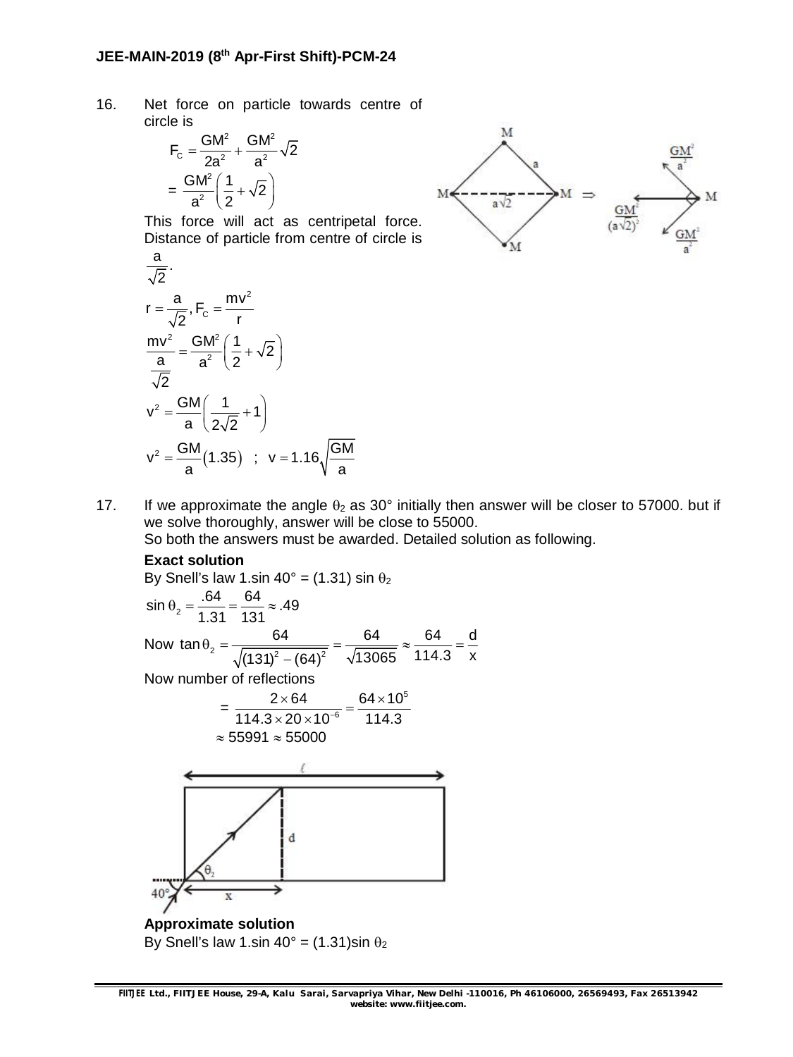16. Net force on particle towards centre of circle is

$$F_C = \frac{GM^2}{2a^2} + \frac{GM^2}{a^2}\sqrt{2}$$

$$= \frac{GM^2}{a^2}\left(\frac{1}{2} + \sqrt{2}\right)$$

This force will act as centripetal force. Distance of particle from centre of circle is $\frac{a}{\sqrt{2}}$.

$$r = \frac{a}{\sqrt{2}}, F_C = \frac{mv^2}{r}$$

$$\frac{mv^2}{\frac{a}{\sqrt{2}}} = \frac{GM^2}{a^2}\left(\frac{1}{2} + \sqrt{2}\right)$$

$$v^2 = \frac{GM}{a}\left(\frac{1}{2\sqrt{2}} + 1\right)$$

$$v^2 = \frac{GM}{a}(1.35) \quad ; \quad v = 1.16\sqrt{\frac{GM}{a}}$$

17. If we approximate the angle $\theta_2$ as 30° initially then answer will be closer to 57000. but if we solve thoroughly, answer will be close to 55000.
So both the answers must be awarded. Detailed solution as following.

**Exact solution**

By Snell's law 1.sin 40° = (1.31) sin $\theta_2$

$$\sin\theta_2 = \frac{.64}{1.31} = \frac{64}{131} \approx .49$$

Now $\tan\theta_2 = \frac{64}{\sqrt{(131)^2 - (64)^2}} = \frac{64}{\sqrt{13065}} \approx \frac{64}{114.3} = \frac{d}{x}$

Now number of reflections

$$= \frac{2 \times 64}{114.3 \times 20 \times 10^{-6}} = \frac{64 \times 10^5}{114.3}$$

$$\approx 55991 \approx 55000$$

**Approximate solution**

By Snell's law 1.sin 40° = (1.31)sin $\theta_2$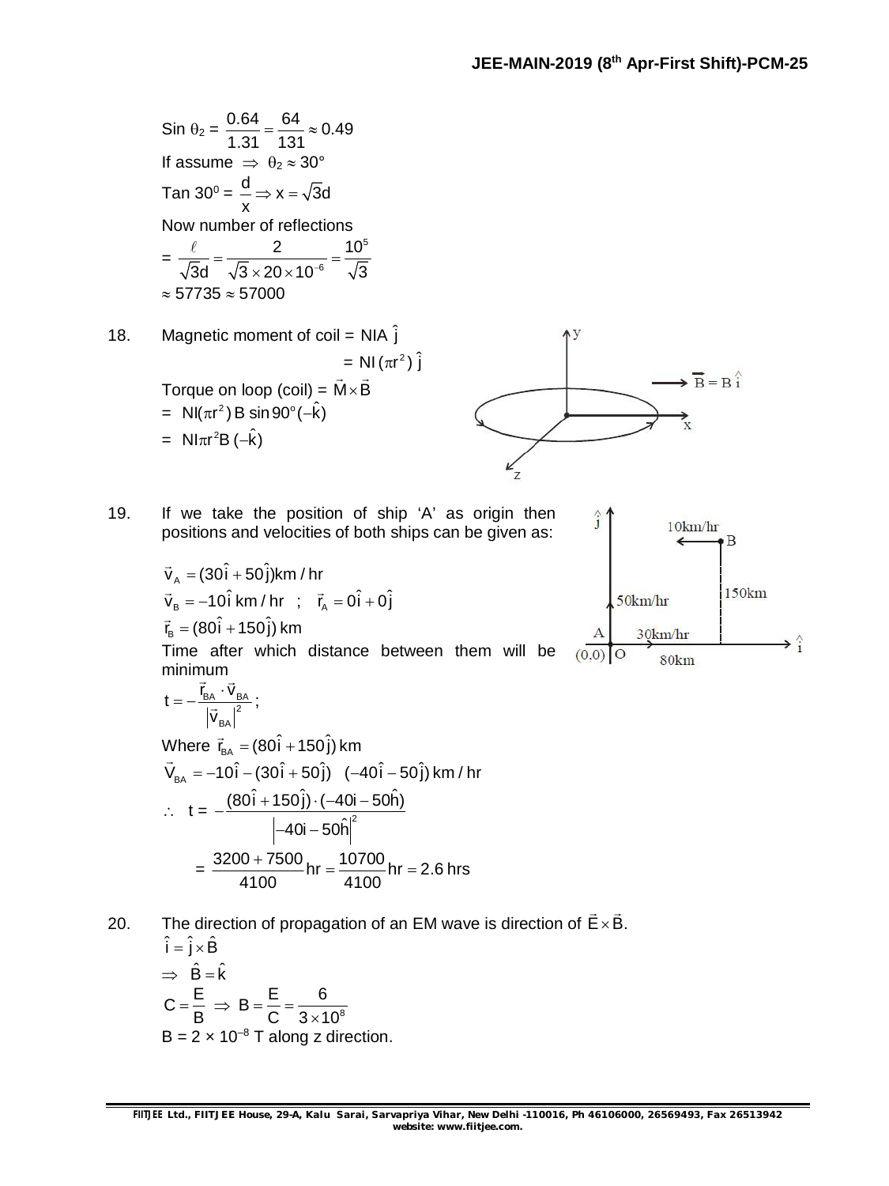$\sin\theta_2 = \frac{0.64}{1.31} = \frac{64}{131} \approx 0.49$

If assume $\Rightarrow$ $\theta_2 \approx 30°$

$\tan 30^0 = \frac{d}{x} \Rightarrow x = \sqrt{3}d$

Now number of reflections

$= \frac{\ell}{\sqrt{3}d} = \frac{2}{\sqrt{3} \times 20 \times 10^{-6}} = \frac{10^5}{\sqrt{3}}$

$\approx 57735 \approx 57000$

18. Magnetic moment of coil = $NIA\,\hat{j}$

$= NI(\pi r^2)\,\hat{j}$

Torque on loop (coil) = $\vec{M} \times \vec{B}$

$= NI(\pi r^2)\,B\sin 90^o(-\hat{k})$

$= NI\pi r^2 B\,(-\hat{k})$

19. If we take the position of ship 'A' as origin then positions and velocities of both ships can be given as:

$\vec{v}_A = (30\hat{i} + 50\hat{j})\text{km/hr}$

$\vec{v}_B = -10\hat{i}\text{ km/hr}$ ; $\vec{r}_A = 0\hat{i} + 0\hat{j}$

$\vec{r}_B = (80\hat{i} + 150\hat{j})\text{ km}$

Time after which distance between them will be minimum

$t = -\frac{\vec{r}_{BA} \cdot \vec{v}_{BA}}{|\vec{v}_{BA}|^2}$ ;

Where $\vec{r}_{BA} = (80\hat{i} + 150\hat{j})\text{ km}$

$\vec{V}_{BA} = -10\hat{i} - (30\hat{i} + 50\hat{j}) \quad (-40\hat{i} - 50\hat{j})\text{ km/hr}$

$\therefore \quad t = -\frac{(80\hat{i} + 150\hat{j}) \cdot (-40i - 50\hat{h})}{\left|-40i - 50\hat{h}\right|^2}$

$= \frac{3200 + 7500}{4100}\text{hr} = \frac{10700}{4100}\text{hr} = 2.6\text{ hrs}$

20. The direction of propagation of an EM wave is direction of $\vec{E} \times \vec{B}$.

$\hat{i} = \hat{j} \times \hat{B}$

$\Rightarrow \hat{B} = \hat{k}$

$C = \frac{E}{B} \Rightarrow B = \frac{E}{C} = \frac{6}{3 \times 10^8}$

$B = 2 \times 10^{-8}$ T along z direction.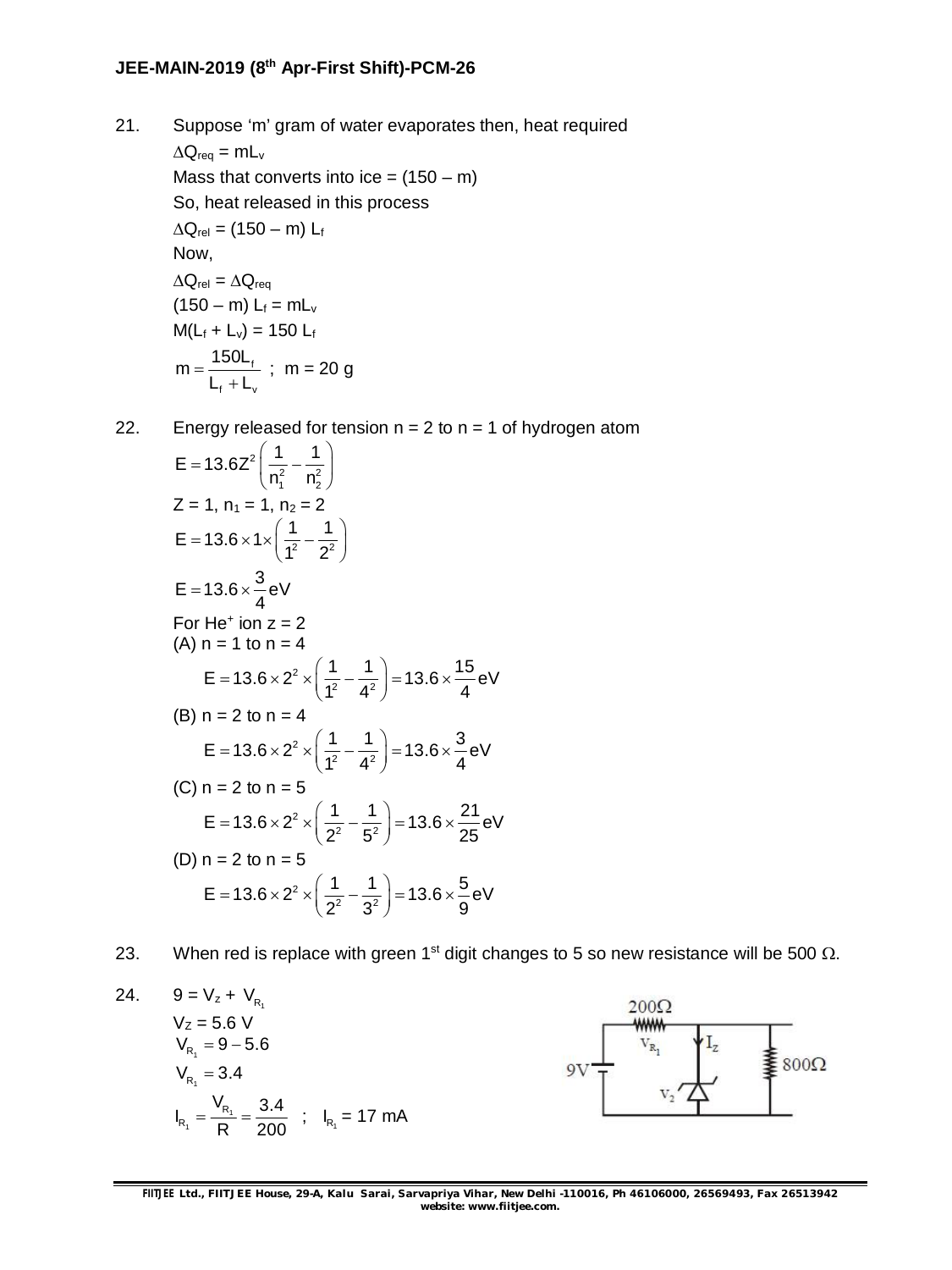21. Suppose 'm' gram of water evaporates then, heat required

$\Delta Q_{req} = mL_v$

Mass that converts into ice = (150 – m)

So, heat released in this process

$\Delta Q_{rel} = (150 - m) L_f$

Now,

$\Delta Q_{rel} = \Delta Q_{req}$

$(150 - m) L_f = mL_v$

$M(L_f + L_v) = 150 L_f$

$m = \dfrac{150L_f}{L_f + L_v}$ ; m = 20 g

22. Energy released for tension n = 2 to n = 1 of hydrogen atom

$$E = 13.6Z^2\left(\frac{1}{n_1^2} - \frac{1}{n_2^2}\right)$$

Z = 1, $n_1 = 1$, $n_2 = 2$

$$E = 13.6 \times 1 \times \left(\frac{1}{1^2} - \frac{1}{2^2}\right)$$

$$E = 13.6 \times \frac{3}{4}\text{eV}$$

For $He^+$ ion z = 2

(A) n = 1 to n = 4

$$E = 13.6 \times 2^2 \times \left(\frac{1}{1^2} - \frac{1}{4^2}\right) = 13.6 \times \frac{15}{4}\text{eV}$$

(B) n = 2 to n = 4

$$E = 13.6 \times 2^2 \times \left(\frac{1}{1^2} - \frac{1}{4^2}\right) = 13.6 \times \frac{3}{4}\text{eV}$$

(C) n = 2 to n = 5

$$E = 13.6 \times 2^2 \times \left(\frac{1}{2^2} - \frac{1}{5^2}\right) = 13.6 \times \frac{21}{25}\text{eV}$$

(D) n = 2 to n = 5

$$E = 13.6 \times 2^2 \times \left(\frac{1}{2^2} - \frac{1}{3^2}\right) = 13.6 \times \frac{5}{9}\text{eV}$$

23. When red is replace with green 1st digit changes to 5 so new resistance will be 500 Ω.

24. $9 = V_z + V_{R_1}$

$V_Z = 5.6$ V

$V_{R_1} = 9 - 5.6$

$V_{R_1} = 3.4$

$I_{R_1} = \dfrac{V_{R_1}}{R} = \dfrac{3.4}{200}$ ; $I_{R_1} = 17$ mA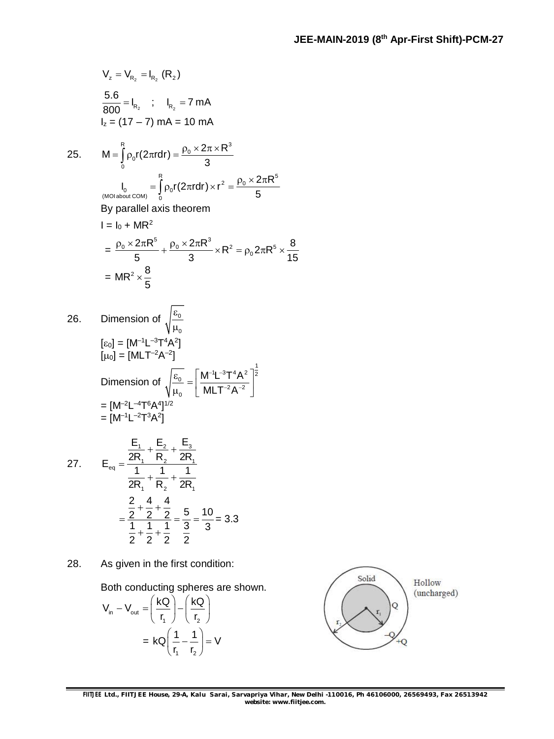$$V_z = V_{R_2} = I_{R_2}(R_2)$$

$$\frac{5.6}{800} = I_{R_2} \quad ; \quad I_{R_2} = 7\text{ mA}$$

$I_z = (17 - 7)$ mA = 10 mA

25. $$M = \int_0^R \rho_0 r(2\pi r dr) = \frac{\rho_0 \times 2\pi \times R^3}{3}$$

$$\underset{\text{(MOI about COM)}}{I_0} = \int_0^R \rho_0 r(2\pi r dr) \times r^2 = \frac{\rho_0 \times 2\pi R^5}{5}$$

By parallel axis theorem

$I = I_0 + MR^2$

$$= \frac{\rho_0 \times 2\pi R^5}{5} + \frac{\rho_0 \times 2\pi R^3}{3} \times R^2 = \rho_0 2\pi R^5 \times \frac{8}{15}$$

$$= MR^2 \times \frac{8}{5}$$

26. Dimension of $\sqrt{\frac{\varepsilon_0}{\mu_0}}$

$[\varepsilon_0] = [M^{-1}L^{-3}T^4A^2]$

$[\mu_0] = [MLT^{-2}A^{-2}]$

Dimension of $\sqrt{\frac{\varepsilon_0}{\mu_0}} = \left[\frac{M^{-1}L^{-3}T^4A^2}{MLT^{-2}A^{-2}}\right]^{\frac{1}{2}}$

$= [M^{-2}L^{-4}T^6A^4]^{1/2}$

$= [M^{-1}L^{-2}T^3A^2]$

27. $$E_{eq} = \frac{\frac{E_1}{2R_1} + \frac{E_2}{R_2} + \frac{E_3}{2R_1}}{\frac{1}{2R_1} + \frac{1}{R_2} + \frac{1}{2R_1}}$$

$$= \frac{\frac{2}{2} + \frac{4}{2} + \frac{4}{2}}{\frac{1}{2} + \frac{1}{2} + \frac{1}{2}} = \frac{5}{\frac{3}{2}} = \frac{10}{3} = 3.3$$

28. As given in the first condition:

Both conducting spheres are shown.

Solid, Hollow (uncharged), $Q$, $-Q$, $+Q$, $r_1$, $r_2$

$$V_{in} - V_{out} = \left(\frac{kQ}{r_1}\right) - \left(\frac{kQ}{r_2}\right)$$

$$= kQ\left(\frac{1}{r_1} - \frac{1}{r_2}\right) = V$$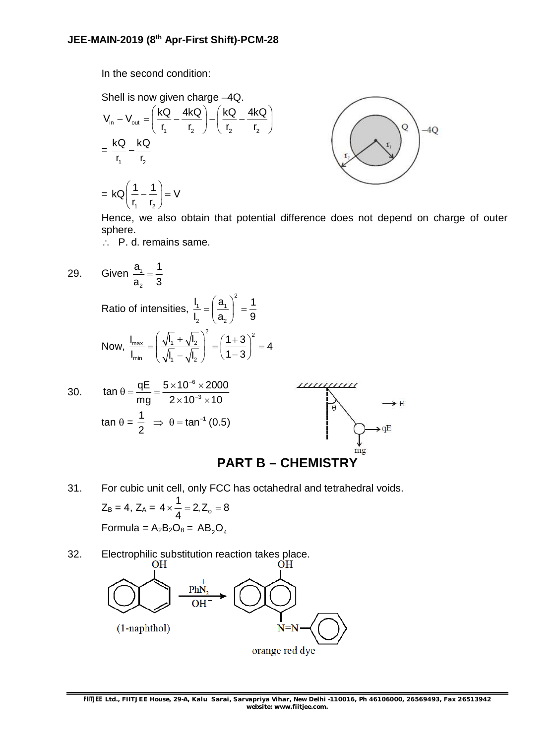In the second condition:

Shell is now given charge –4Q.

$$V_{in} - V_{out} = \left(\frac{kQ}{r_1} - \frac{4kQ}{r_2}\right) - \left(\frac{kQ}{r_2} - \frac{4kQ}{r_2}\right)$$

$$= \frac{kQ}{r_1} - \frac{kQ}{r_2}$$

$$= kQ\left(\frac{1}{r_1} - \frac{1}{r_2}\right) = V$$

Hence, we also obtain that potential difference does not depend on charge of outer sphere.

$\therefore$ P. d. remains same.

29. Given $\frac{a_1}{a_2} = \frac{1}{3}$

Ratio of intensities, $\frac{I_1}{I_2} = \left(\frac{a_1}{a_2}\right)^2 = \frac{1}{9}$

Now, $\frac{I_{max}}{I_{min}} = \left(\frac{\sqrt{I_1} + \sqrt{I_2}}{\sqrt{I_1} - \sqrt{I_2}}\right)^2 = \left(\frac{1+3}{1-3}\right)^2 = 4$

30. $\tan\theta = \frac{qE}{mg} = \frac{5 \times 10^{-6} \times 2000}{2 \times 10^{-3} \times 10}$

$\tan\theta = \frac{1}{2} \Rightarrow \theta = \tan^{-1}(0.5)$

## PART B – CHEMISTRY

31. For cubic unit cell, only FCC has octahedral and tetrahedral voids.

$Z_B = 4$, $Z_A = 4 \times \frac{1}{4} = 2, Z_o = 8$

Formula = $A_2B_2O_8$ = $AB_2O_4$

32. Electrophilic substitution reaction takes place.

(1-naphthol) $\xrightarrow[OH^-]{Ph\overset{+}{N_2}}$ orange red dye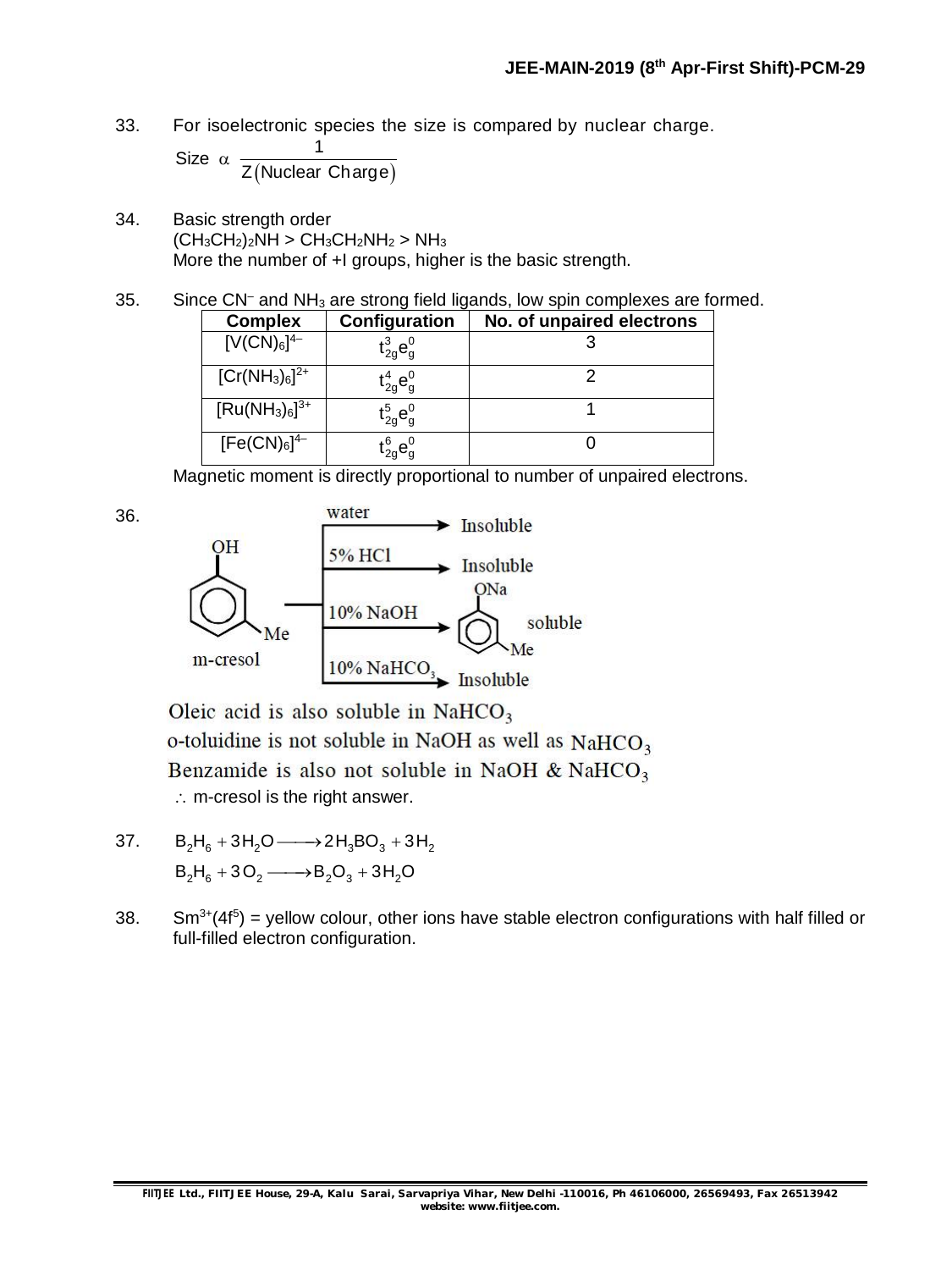33. For isoelectronic species the size is compared by nuclear charge.

$$\text{Size } \alpha \ \frac{1}{Z(\text{Nuclear Charge})}$$

34. Basic strength order

$(CH_3CH_2)_2NH > CH_3CH_2NH_2 > NH_3$

More the number of +I groups, higher is the basic strength.

35. Since $CN^-$ and $NH_3$ are strong field ligands, low spin complexes are formed.

| Complex | Configuration | No. of unpaired electrons |
|---|---|---|
| $[V(CN)_6]^{4-}$ | $t_{2g}^3e_g^0$ | 3 |
| $[Cr(NH_3)_6]^{2+}$ | $t_{2g}^4e_g^0$ | 2 |
| $[Ru(NH_3)_6]^{3+}$ | $t_{2g}^5e_g^0$ | 1 |
| $[Fe(CN)_6]^{4-}$ | $t_{2g}^6e_g^0$ | 0 |

Magnetic moment is directly proportional to number of unpaired electrons.

36. m-cresol:
- water → Insoluble
- 5% HCl → Insoluble
- 10% NaOH → (sodium m-methylphenoxide, ONa / Me) soluble
- 10% $NaHCO_3$ → Insoluble

Oleic acid is also soluble in $NaHCO_3$

o-toluidine is not soluble in NaOH as well as $NaHCO_3$

Benzamide is also not soluble in NaOH & $NaHCO_3$

$\therefore$ m-cresol is the right answer.

37.
$$B_2H_6 + 3H_2O \longrightarrow 2H_3BO_3 + 3H_2$$
$$B_2H_6 + 3O_2 \longrightarrow B_2O_3 + 3H_2O$$

38. $Sm^{3+}(4f^5)$ = yellow colour, other ions have stable electron configurations with half filled or full-filled electron configuration.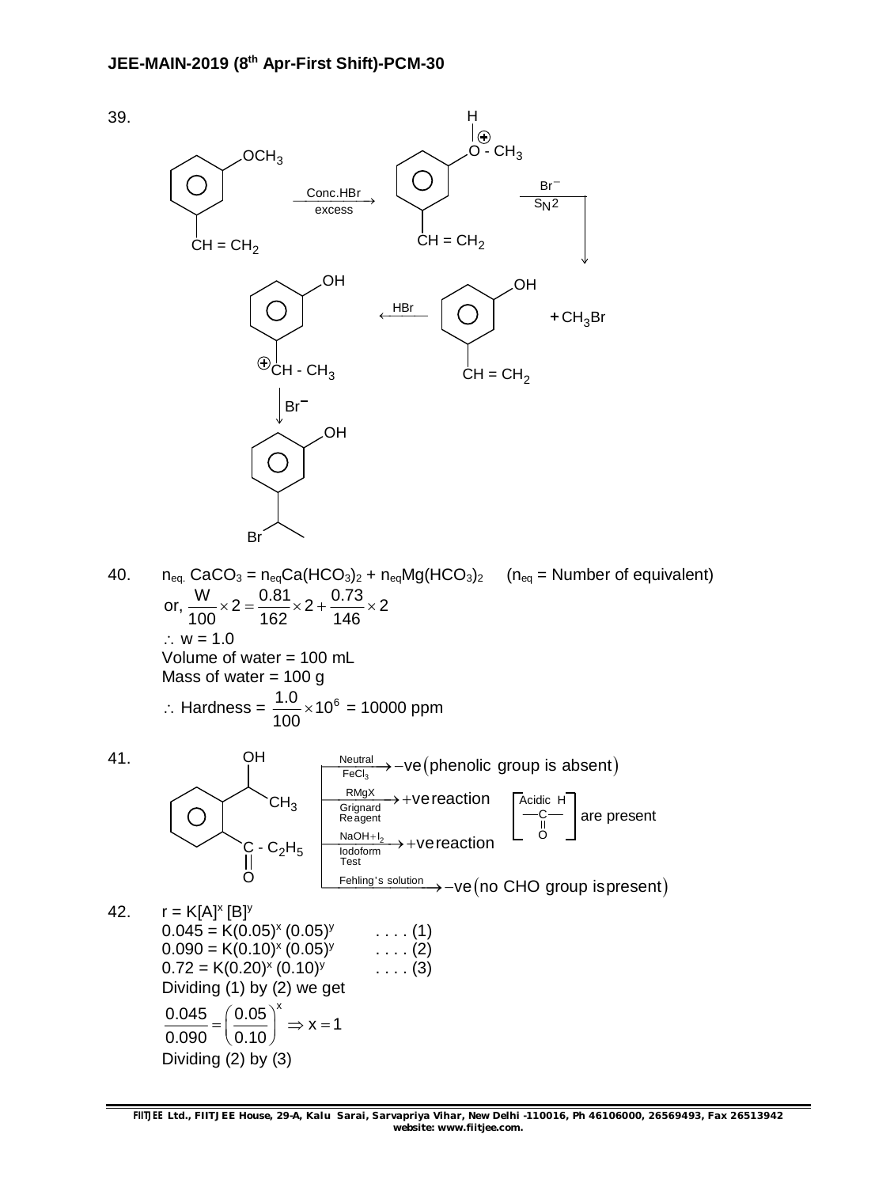39.

3-Methoxystyrene ($m$-$CH_3O$–$C_6H_4$–$CH=CH_2$) $\xrightarrow[\text{excess}]{\text{Conc.HBr}}$ protonated ether ($m$-$CH_3$–$\overset{\oplus}{O}H$–$C_6H_4$–$CH=CH_2$) $\xrightarrow[S_N2]{Br^-}$ $m$-$HO$–$C_6H_4$–$CH=CH_2$ + $CH_3Br$

$m$-$HO$–$C_6H_4$–$CH=CH_2$ $\xrightarrow{\text{HBr}}$ $m$-$HO$–$C_6H_4$–$\overset{\oplus}{C}H$–$CH_3$ $\xrightarrow{Br^-}$ $m$-$HO$–$C_6H_4$–$CH(Br)$–$CH_3$

40. $n_{eq.}\, CaCO_3 = n_{eq}Ca(HCO_3)_2 + n_{eq}Mg(HCO_3)_2$ ($n_{eq}$ = Number of equivalent)

or, $\frac{W}{100} \times 2 = \frac{0.81}{162} \times 2 + \frac{0.73}{146} \times 2$

$\therefore$ w = 1.0

Volume of water = 100 mL

Mass of water = 100 g

$\therefore$ Hardness = $\frac{1.0}{100} \times 10^6$ = 10000 ppm

41. Compound: benzene ring with $CH(OH)CH_3$ and ortho $C(=O)$–$C_2H_5$

- $\xrightarrow{\text{Neutral } FeCl_3}$ −ve (phenolic group is absent)
- $\xrightarrow[\text{Grignard Reagent}]{\text{RMgX}}$ +ve reaction
- $\xrightarrow[\text{Iodoform Test}]{NaOH + I_2}$ +ve reaction
- $\xrightarrow{\text{Fehling's solution}}$ −ve (no CHO group is present)

[Acidic H, —C(=O)—] are present

42. $r = K[A]^x\,[B]^y$

$0.045 = K(0.05)^x\,(0.05)^y$ . . . . (1)

$0.090 = K(0.10)^x\,(0.05)^y$ . . . . (2)

$0.72 = K(0.20)^x\,(0.10)^y$ . . . . (3)

Dividing (1) by (2) we get

$$\frac{0.045}{0.090} = \left(\frac{0.05}{0.10}\right)^x \Rightarrow x = 1$$

Dividing (2) by (3)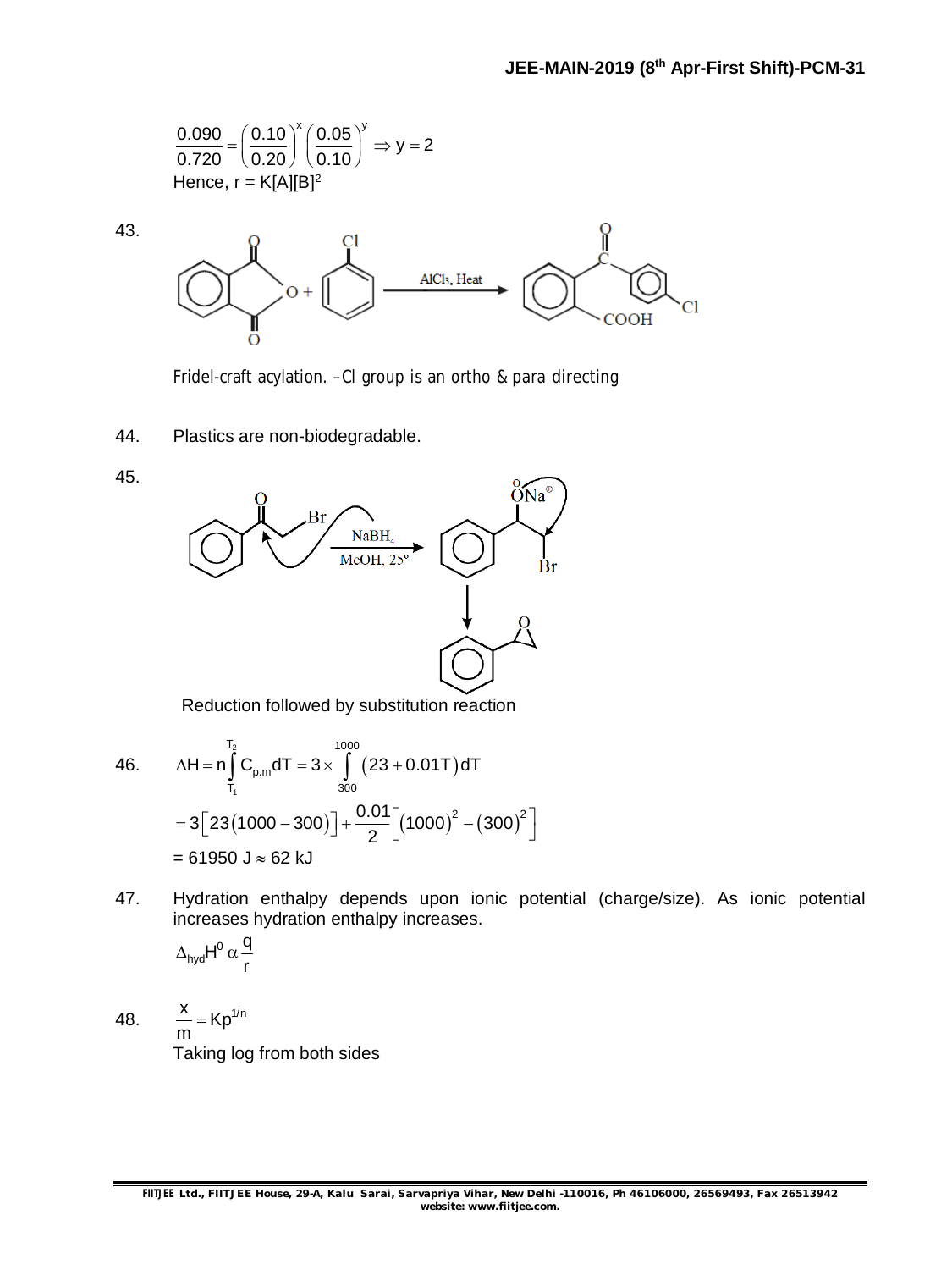$$\frac{0.090}{0.720} = \left(\frac{0.10}{0.20}\right)^x \left(\frac{0.05}{0.10}\right)^y \Rightarrow y = 2$$

Hence, r = K[A][B]$^2$

43.

Fridel-craft acylation. –Cl group is an ortho & para directing

44. Plastics are non-biodegradable.

45.

Reduction followed by substitution reaction

46. $$\Delta H = n\int_{T_1}^{T_2} C_{p.m} dT = 3 \times \int_{300}^{1000} (23 + 0.01T)dT$$

$$= 3\left[23(1000 - 300)\right] + \frac{0.01}{2}\left[(1000)^2 - (300)^2\right]$$

= 61950 J ≈ 62 kJ

47. Hydration enthalpy depends upon ionic potential (charge/size). As ionic potential increases hydration enthalpy increases.

$$\Delta_{hyd}H^0 \alpha \frac{q}{r}$$

48. $$\frac{x}{m} = Kp^{1/n}$$

Taking log from both sides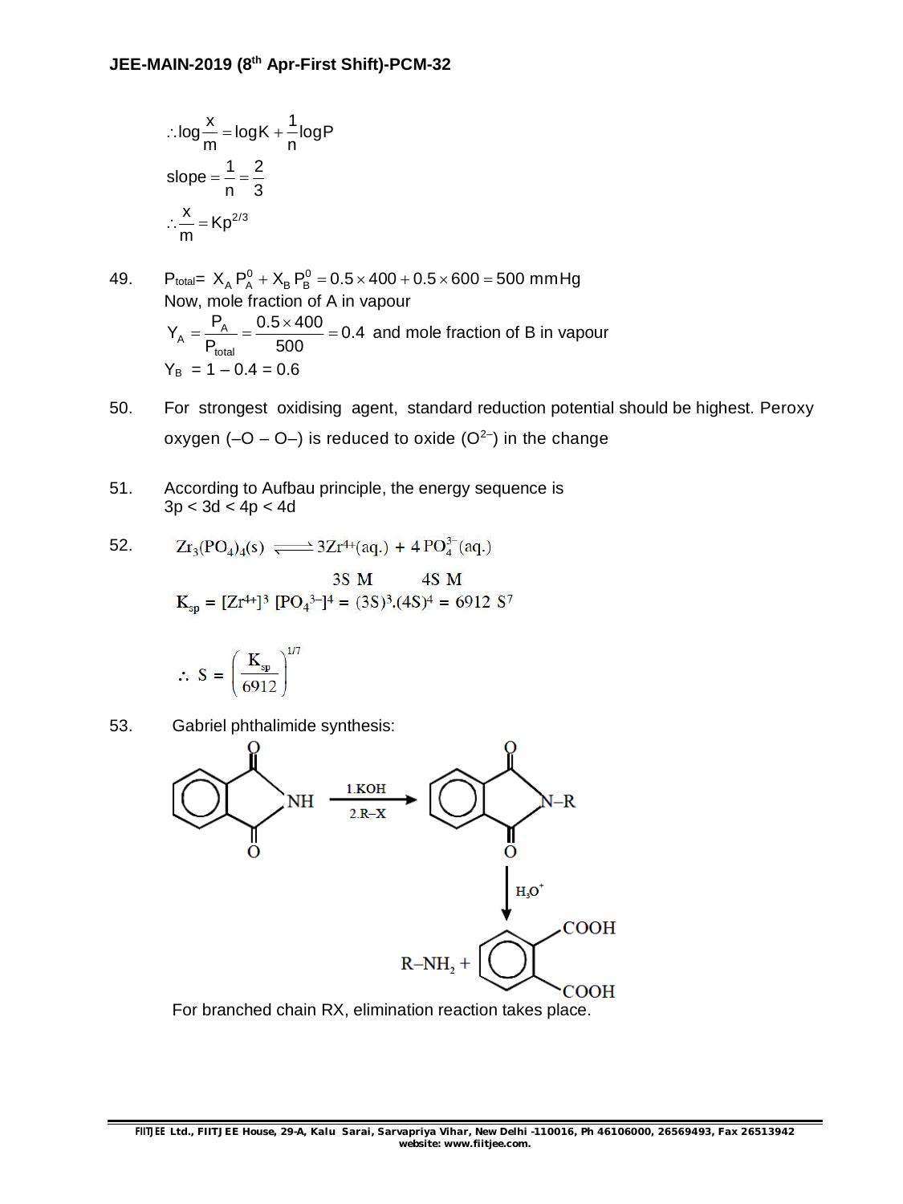$$\therefore \log\frac{x}{m} = \log K + \frac{1}{n}\log P$$

$$\text{slope} = \frac{1}{n} = \frac{2}{3}$$

$$\therefore \frac{x}{m} = Kp^{2/3}$$

49. $P_{total} = X_A P_A^0 + X_B P_B^0 = 0.5 \times 400 + 0.5 \times 600 = 500 \text{ mmHg}$

Now, mole fraction of A in vapour

$Y_A = \frac{P_A}{P_{total}} = \frac{0.5 \times 400}{500} = 0.4$ and mole fraction of B in vapour

$Y_B = 1 - 0.4 = 0.6$

50. For strongest oxidising agent, standard reduction potential should be highest. Peroxy oxygen (–O – O–) is reduced to oxide ($O^{2-}$) in the change

51. According to Aufbau principle, the energy sequence is
3p < 3d < 4p < 4d

52. $Zr_3(PO_4)_4(s) \rightleftharpoons 3Zr^{4+}(aq.) + 4PO_4^{3-}(aq.)$

$\qquad\qquad\qquad\qquad\quad 3S \text{ M} \qquad\quad 4S \text{ M}$

$K_{sp} = [Zr^{4+}]^3 [PO_4^{3-}]^4 = (3S)^3.(4S)^4 = 6912 \text{ S}^7$

$$\therefore S = \left(\frac{K_{sp}}{6912}\right)^{1/7}$$

53. Gabriel phthalimide synthesis:

Phthalimide $\xrightarrow{\text{1.KOH, 2.R–X}}$ N–R phthalimide $\xrightarrow{H_3O^+}$ $R–NH_2$ + phthalic acid (COOH, COOH)

For branched chain RX, elimination reaction takes place.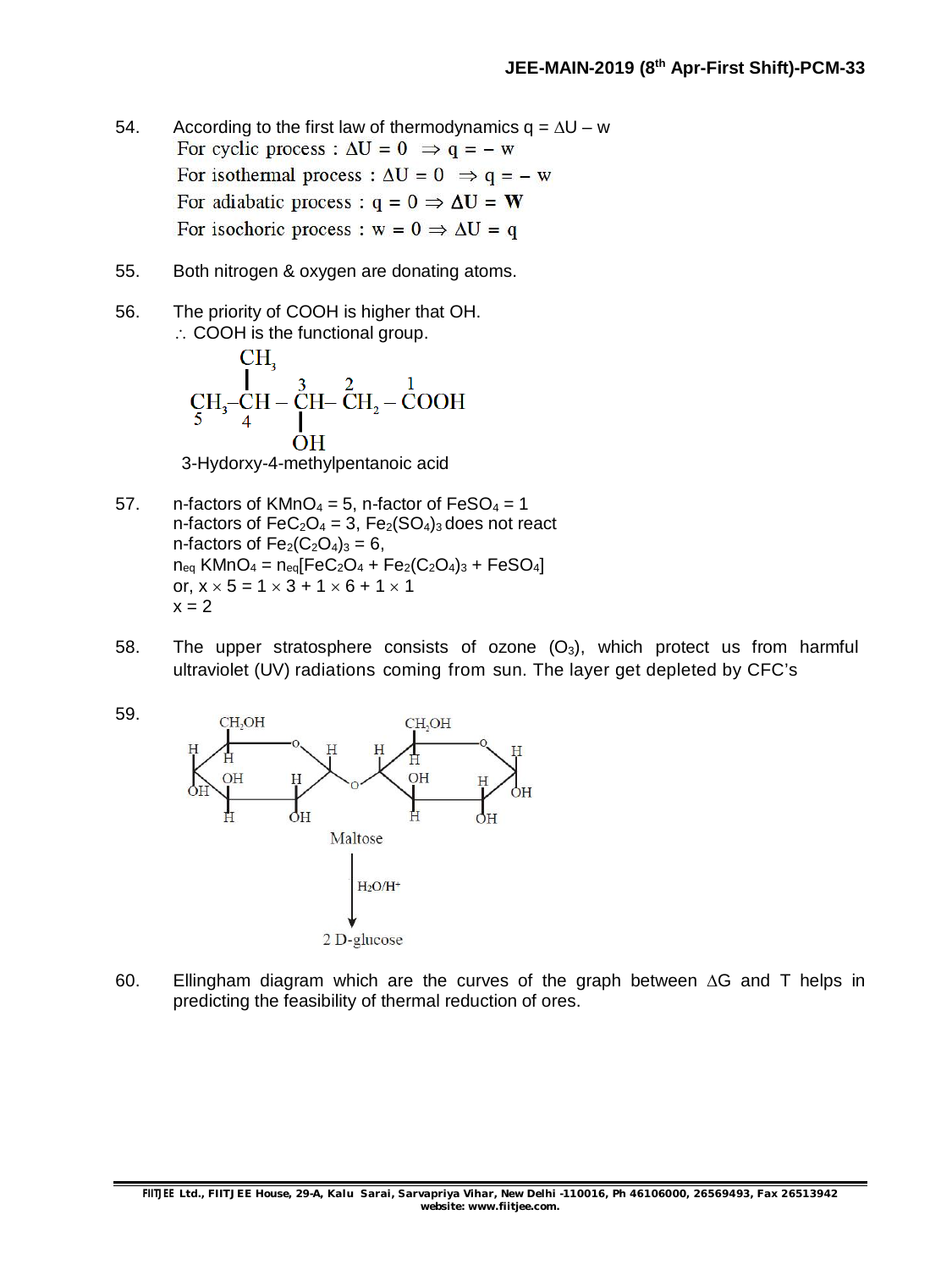54. According to the first law of thermodynamics $q = \Delta U - w$

For cyclic process : $\Delta U = 0 \Rightarrow q = -w$

For isothermal process : $\Delta U = 0 \Rightarrow q = -w$

For adiabatic process : $q = 0 \Rightarrow \Delta U = W$

For isochoric process : $w = 0 \Rightarrow \Delta U = q$

55. Both nitrogen & oxygen are donating atoms.

56. The priority of COOH is higher that OH.

$\therefore$ COOH is the functional group.

$$\underset{5}{CH_3}-\underset{4}{\overset{\displaystyle CH_3}{\overset{|}{CH}}}-\underset{\underset{\displaystyle OH}{|}}{\overset{3}{CH}}-\overset{2}{CH_2}-\overset{1}{COOH}$$

3-Hydorxy-4-methylpentanoic acid

57. n-factors of $KMnO_4 = 5$, n-factor of $FeSO_4 = 1$

n-factors of $FeC_2O_4 = 3$, $Fe_2(SO_4)_3$ does not react

n-factors of $Fe_2(C_2O_4)_3 = 6$,

$n_{eq}$ $KMnO_4 = n_{eq}[FeC_2O_4 + Fe_2(C_2O_4)_3 + FeSO_4]$

or, $x \times 5 = 1 \times 3 + 1 \times 6 + 1 \times 1$

$x = 2$

58. The upper stratosphere consists of ozone ($O_3$), which protect us from harmful ultraviolet (UV) radiations coming from sun. The layer get depleted by CFC's

59.

Maltose

$\xrightarrow{H_2O/H^+}$

2 D-glucose

60. Ellingham diagram which are the curves of the graph between $\Delta G$ and T helps in predicting the feasibility of thermal reduction of ores.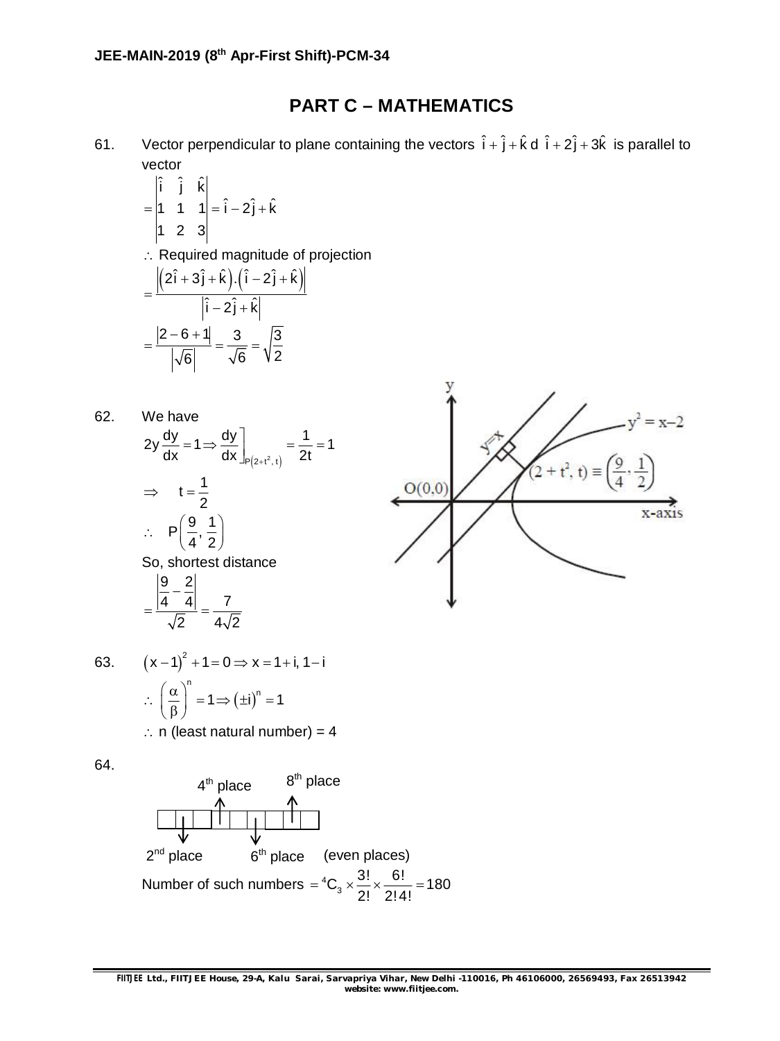# PART C – MATHEMATICS

61. Vector perpendicular to plane containing the vectors $\hat{i}+\hat{j}+\hat{k}$ d $\hat{i}+2\hat{j}+3\hat{k}$ is parallel to vector

$$= \begin{vmatrix} \hat{i} & \hat{j} & \hat{k} \\ 1 & 1 & 1 \\ 1 & 2 & 3 \end{vmatrix} = \hat{i}-2\hat{j}+\hat{k}$$

$\therefore$ Required magnitude of projection

$$= \frac{\left|\left(2\hat{i}+3\hat{j}+\hat{k}\right).\left(\hat{i}-2\hat{j}+\hat{k}\right)\right|}{\left|\hat{i}-2\hat{j}+\hat{k}\right|}$$

$$= \frac{|2-6+1|}{\left|\sqrt{6}\right|} = \frac{3}{\sqrt{6}} = \sqrt{\frac{3}{2}}$$

62. We have

$$2y\frac{dy}{dx} = 1 \Rightarrow \left.\frac{dy}{dx}\right]_{P(2+t^2,\,t)} = \frac{1}{2t} = 1$$

$\Rightarrow \quad t = \frac{1}{2}$

$\therefore \quad P\left(\frac{9}{4}, \frac{1}{2}\right)$

So, shortest distance

$$= \frac{\left|\frac{9}{4}-\frac{2}{4}\right|}{\sqrt{2}} = \frac{7}{4\sqrt{2}}$$

63. $(x-1)^2 + 1 = 0 \Rightarrow x = 1+i,\, 1-i$

$\therefore \left(\frac{\alpha}{\beta}\right)^n = 1 \Rightarrow (\pm i)^n = 1$

$\therefore$ n (least natural number) = 4

64. $4^{th}$ place, $8^{th}$ place, $2^{nd}$ place, $6^{th}$ place (even places)

Number of such numbers $= {}^4C_3 \times \frac{3!}{2!} \times \frac{6!}{2!\,4!} = 180$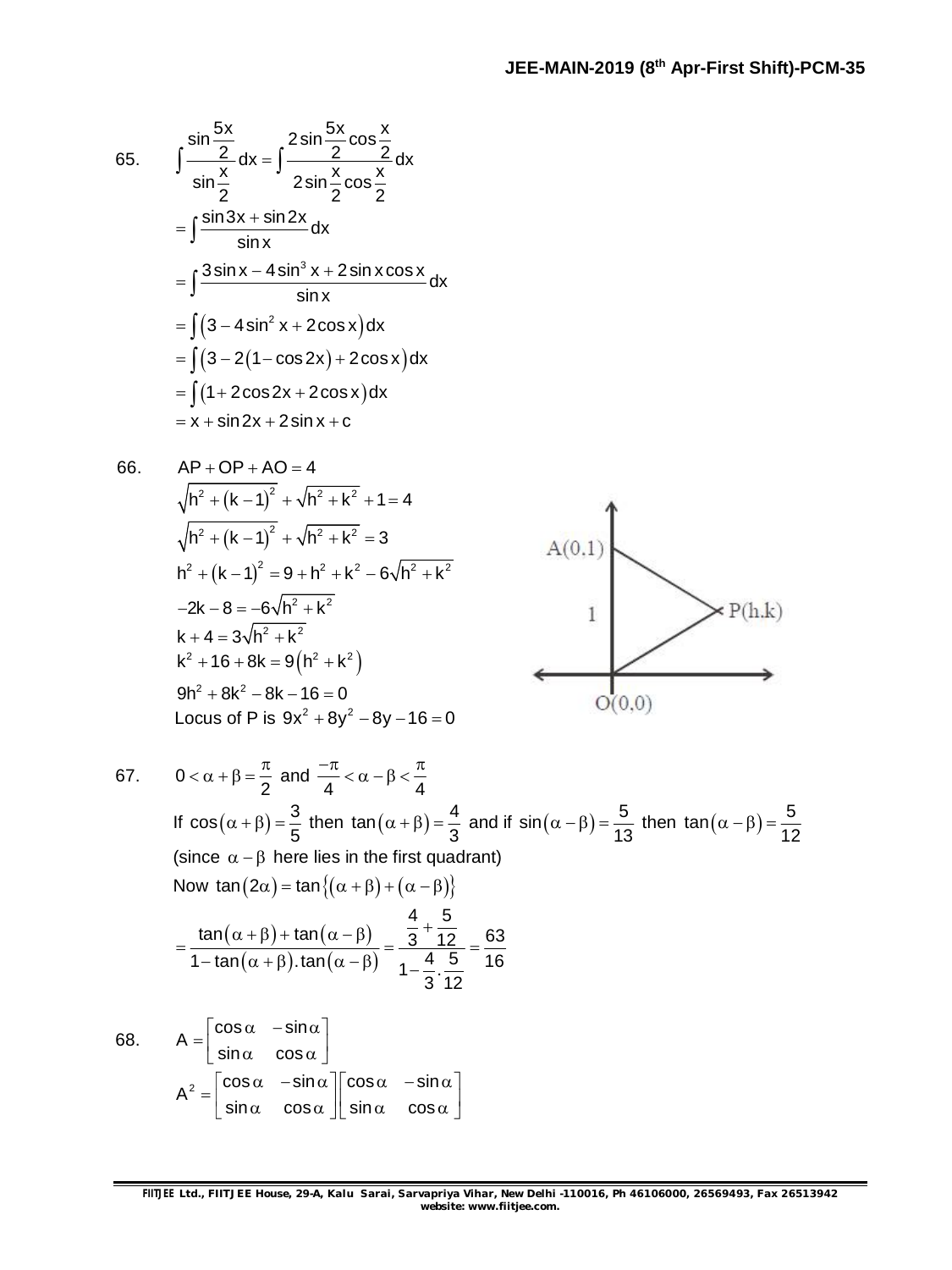65. $$\int \frac{\sin\frac{5x}{2}}{\sin\frac{x}{2}}dx = \int \frac{2\sin\frac{5x}{2}\cos\frac{x}{2}}{2\sin\frac{x}{2}\cos\frac{x}{2}}dx$$

$$= \int \frac{\sin 3x + \sin 2x}{\sin x}dx$$

$$= \int \frac{3\sin x - 4\sin^3 x + 2\sin x\cos x}{\sin x}dx$$

$$= \int \left(3 - 4\sin^2 x + 2\cos x\right)dx$$

$$= \int \left(3 - 2\left(1 - \cos 2x\right) + 2\cos x\right)dx$$

$$= \int \left(1 + 2\cos 2x + 2\cos x\right)dx$$

$$= x + \sin 2x + 2\sin x + c$$

66. $AP + OP + AO = 4$

$$\sqrt{h^2 + (k-1)^2} + \sqrt{h^2 + k^2} + 1 = 4$$

$$\sqrt{h^2 + (k-1)^2} + \sqrt{h^2 + k^2} = 3$$

$$h^2 + (k-1)^2 = 9 + h^2 + k^2 - 6\sqrt{h^2 + k^2}$$

$$-2k - 8 = -6\sqrt{h^2 + k^2}$$

$$k + 4 = 3\sqrt{h^2 + k^2}$$

$$k^2 + 16 + 8k = 9\left(h^2 + k^2\right)$$

$$9h^2 + 8k^2 - 8k - 16 = 0$$

Locus of P is $9x^2 + 8y^2 - 8y - 16 = 0$

67. $0 < \alpha + \beta = \frac{\pi}{2}$ and $\frac{-\pi}{4} < \alpha - \beta < \frac{\pi}{4}$

If $\cos(\alpha + \beta) = \frac{3}{5}$ then $\tan(\alpha + \beta) = \frac{4}{3}$ and if $\sin(\alpha - \beta) = \frac{5}{13}$ then $\tan(\alpha - \beta) = \frac{5}{12}$

(since $\alpha - \beta$ here lies in the first quadrant)

Now $\tan(2\alpha) = \tan\{(\alpha + \beta) + (\alpha - \beta)\}$

$$= \frac{\tan(\alpha + \beta) + \tan(\alpha - \beta)}{1 - \tan(\alpha + \beta).\tan(\alpha - \beta)} = \frac{\frac{4}{3} + \frac{5}{12}}{1 - \frac{4}{3}.\frac{5}{12}} = \frac{63}{16}$$

68. $$A = \begin{bmatrix} \cos\alpha & -\sin\alpha \\ \sin\alpha & \cos\alpha \end{bmatrix}$$

$$A^2 = \begin{bmatrix} \cos\alpha & -\sin\alpha \\ \sin\alpha & \cos\alpha \end{bmatrix}\begin{bmatrix} \cos\alpha & -\sin\alpha \\ \sin\alpha & \cos\alpha \end{bmatrix}$$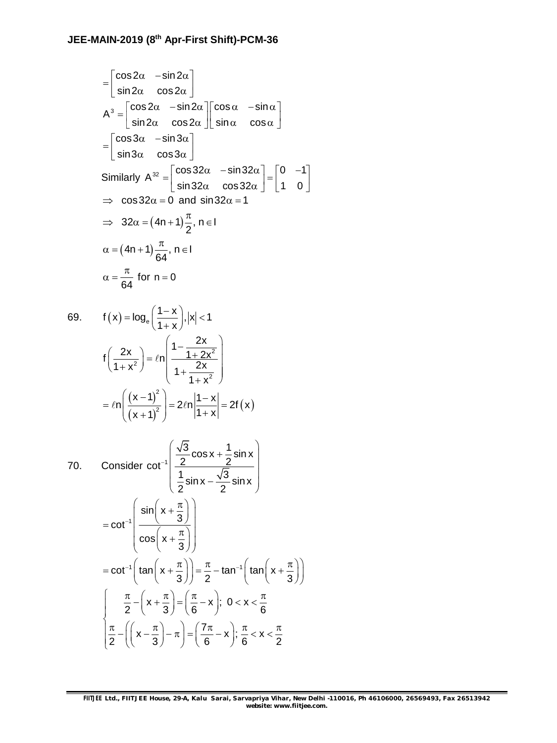$$= \begin{bmatrix} \cos 2\alpha & -\sin 2\alpha \\ \sin 2\alpha & \cos 2\alpha \end{bmatrix}$$

$$A^3 = \begin{bmatrix} \cos 2\alpha & -\sin 2\alpha \\ \sin 2\alpha & \cos 2\alpha \end{bmatrix} \begin{bmatrix} \cos \alpha & -\sin \alpha \\ \sin \alpha & \cos \alpha \end{bmatrix}$$

$$= \begin{bmatrix} \cos 3\alpha & -\sin 3\alpha \\ \sin 3\alpha & \cos 3\alpha \end{bmatrix}$$

Similarly $A^{32} = \begin{bmatrix} \cos 32\alpha & -\sin 32\alpha \\ \sin 32\alpha & \cos 32\alpha \end{bmatrix} = \begin{bmatrix} 0 & -1 \\ 1 & 0 \end{bmatrix}$

$\Rightarrow \; \cos 32\alpha = 0$ and $\sin 32\alpha = 1$

$\Rightarrow \; 32\alpha = (4n+1)\dfrac{\pi}{2}, \; n \in I$

$\alpha = (4n+1)\dfrac{\pi}{64}, \; n \in I$

$\alpha = \dfrac{\pi}{64}$ for $n = 0$

69. $f(x) = \log_e\left(\dfrac{1-x}{1+x}\right), |x| < 1$

$$f\left(\frac{2x}{1+x^2}\right) = \ell n\left(\frac{1 - \dfrac{2x}{1+2x^2}}{1 + \dfrac{2x}{1+x^2}}\right)$$

$$= \ell n\left(\frac{(x-1)^2}{(x+1)^2}\right) = 2\ell n\left|\frac{1-x}{1+x}\right| = 2f(x)$$

70. Consider $\cot^{-1}\left(\dfrac{\dfrac{\sqrt{3}}{2}\cos x + \dfrac{1}{2}\sin x}{\dfrac{1}{2}\sin x - \dfrac{\sqrt{3}}{2}\sin x}\right)$

$$= \cot^{-1}\left(\frac{\sin\left(x + \frac{\pi}{3}\right)}{\cos\left(x + \frac{\pi}{3}\right)}\right)$$

$$= \cot^{-1}\left(\tan\left(x + \frac{\pi}{3}\right)\right) = \frac{\pi}{2} - \tan^{-1}\left(\tan\left(x + \frac{\pi}{3}\right)\right)$$

$$\begin{cases} \dfrac{\pi}{2} - \left(x + \dfrac{\pi}{3}\right) = \left(\dfrac{\pi}{6} - x\right); \; 0 < x < \dfrac{\pi}{6} \\ \dfrac{\pi}{2} - \left(\left(x - \dfrac{\pi}{3}\right) - \pi\right) = \left(\dfrac{7\pi}{6} - x\right); \; \dfrac{\pi}{6} < x < \dfrac{\pi}{2} \end{cases}$$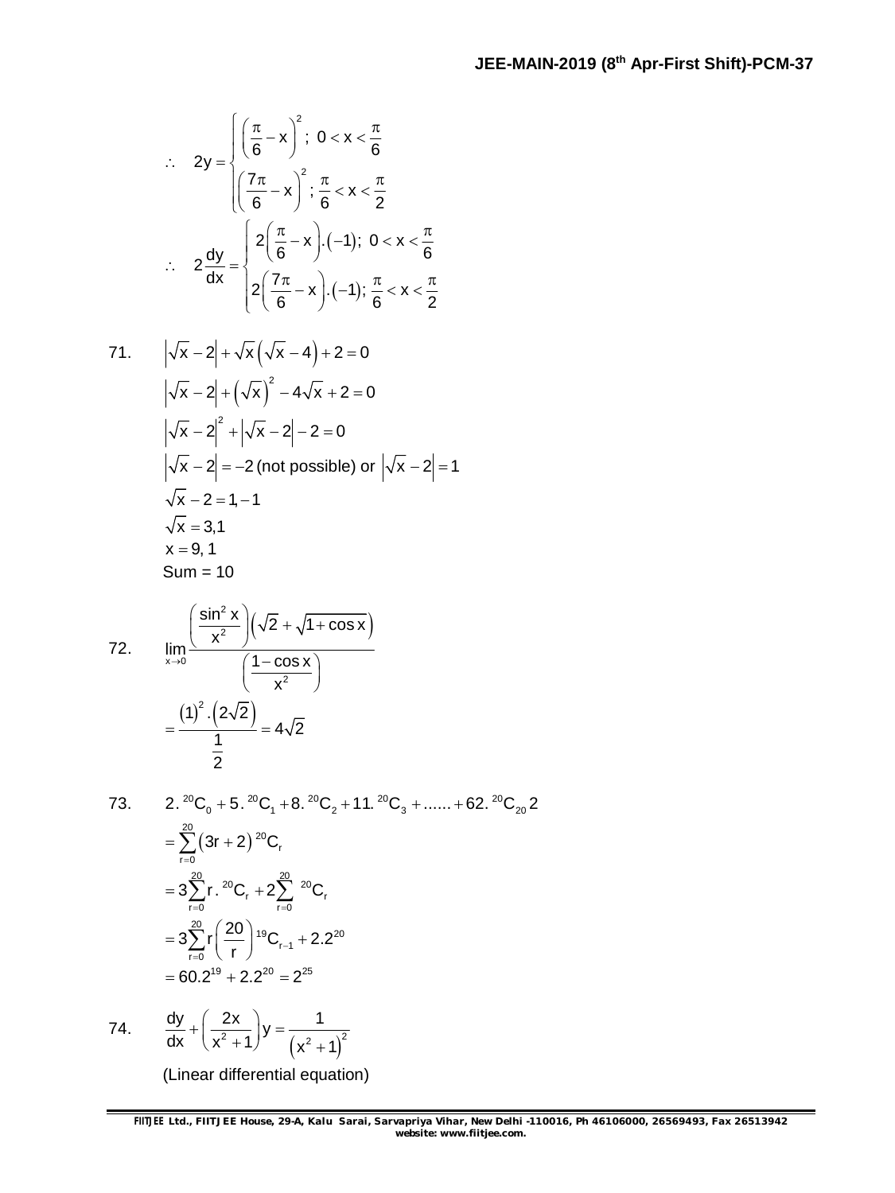$$\therefore \quad 2y = \begin{cases} \left(\frac{\pi}{6} - x\right)^2; \ 0 < x < \frac{\pi}{6} \\ \left(\frac{7\pi}{6} - x\right)^2; \ \frac{\pi}{6} < x < \frac{\pi}{2} \end{cases}$$

$$\therefore \quad 2\frac{dy}{dx} = \begin{cases} 2\left(\frac{\pi}{6} - x\right).(-1); \ 0 < x < \frac{\pi}{6} \\ 2\left(\frac{7\pi}{6} - x\right).(-1); \ \frac{\pi}{6} < x < \frac{\pi}{2} \end{cases}$$

71. $\left|\sqrt{x} - 2\right| + \sqrt{x}\left(\sqrt{x} - 4\right) + 2 = 0$

$\left|\sqrt{x} - 2\right| + \left(\sqrt{x}\right)^2 - 4\sqrt{x} + 2 = 0$

$\left|\sqrt{x} - 2\right|^2 + \left|\sqrt{x} - 2\right| - 2 = 0$

$\left|\sqrt{x} - 2\right| = -2$ (not possible) or $\left|\sqrt{x} - 2\right| = 1$

$\sqrt{x} - 2 = 1, -1$

$\sqrt{x} = 3, 1$

$x = 9, 1$

Sum = 10

72. $$\lim_{x \to 0} \frac{\left(\frac{\sin^2 x}{x^2}\right)\left(\sqrt{2} + \sqrt{1 + \cos x}\right)}{\left(\frac{1 - \cos x}{x^2}\right)}$$

$$= \frac{(1)^2.\left(2\sqrt{2}\right)}{\frac{1}{2}} = 4\sqrt{2}$$

73. $2.\,{}^{20}C_0 + 5.\,{}^{20}C_1 + 8.\,{}^{20}C_2 + 11.\,{}^{20}C_3 + ...... + 62.\,{}^{20}C_{20}\,2$

$$= \sum_{r=0}^{20} (3r + 2)\,{}^{20}C_r$$

$$= 3\sum_{r=0}^{20} r.\,{}^{20}C_r + 2\sum_{r=0}^{20} {}^{20}C_r$$

$$= 3\sum_{r=0}^{20} r\left(\frac{20}{r}\right){}^{19}C_{r-1} + 2.2^{20}$$

$$= 60.2^{19} + 2.2^{20} = 2^{25}$$

74. $$\frac{dy}{dx} + \left(\frac{2x}{x^2 + 1}\right)y = \frac{1}{\left(x^2 + 1\right)^2}$$

(Linear differential equation)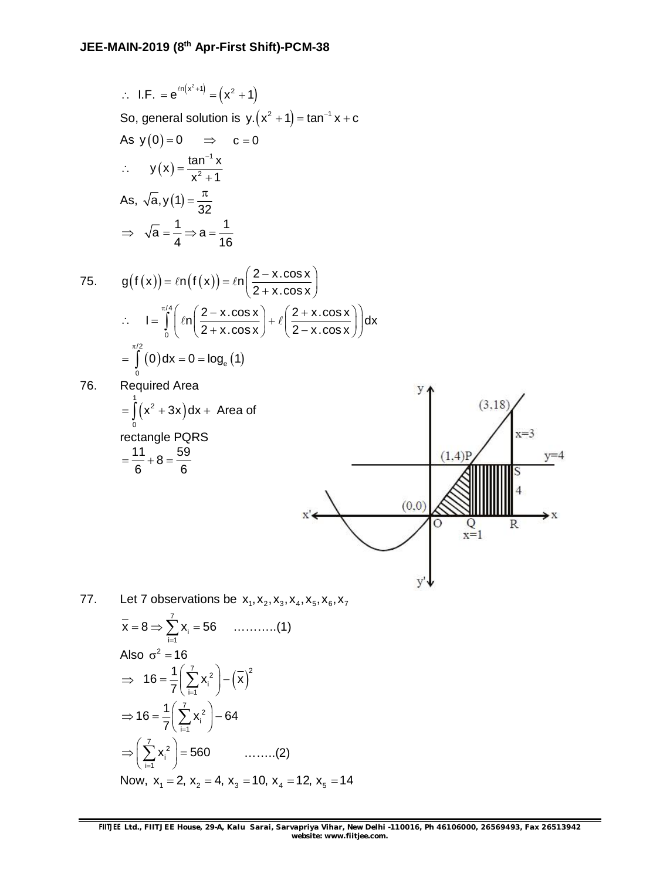$\therefore$ I.F. $= e^{\ell n\left(x^2+1\right)} = \left(x^2+1\right)$

So, general solution is $y.\left(x^2+1\right) = \tan^{-1} x + c$

As $y(0) = 0 \quad \Rightarrow \quad c = 0$

$\therefore \quad y(x) = \dfrac{\tan^{-1} x}{x^2+1}$

As, $\sqrt{a}, y(1) = \dfrac{\pi}{32}$

$\Rightarrow \sqrt{a} = \dfrac{1}{4} \Rightarrow a = \dfrac{1}{16}$

75. $g\left(f(x)\right) = \ell n\left(f(x)\right) = \ell n\left(\dfrac{2 - x.\cos x}{2 + x.\cos x}\right)$

$\therefore \quad I = \displaystyle\int_0^{\pi/4} \left(\ell n\left(\dfrac{2 - x.\cos x}{2 + x.\cos x}\right) + \ell\left(\dfrac{2 + x.\cos x}{2 - x.\cos x}\right)\right) dx$

$= \displaystyle\int_0^{\pi/2} (0) dx = 0 = \log_e(1)$

76. Required Area

$= \displaystyle\int_0^1 \left(x^2 + 3x\right) dx +$ Area of rectangle PQRS

$= \dfrac{11}{6} + 8 = \dfrac{59}{6}$

77. Let 7 observations be $x_1, x_2, x_3, x_4, x_5, x_6, x_7$

$\bar{x} = 8 \Rightarrow \displaystyle\sum_{i=1}^{7} x_i = 56$ ………..(1)

Also $\sigma^2 = 16$

$\Rightarrow 16 = \dfrac{1}{7}\left(\displaystyle\sum_{i=1}^{7} x_i^2\right) - \left(\bar{x}\right)^2$

$\Rightarrow 16 = \dfrac{1}{7}\left(\displaystyle\sum_{i=1}^{7} x_i^2\right) - 64$

$\Rightarrow \left(\displaystyle\sum_{i=1}^{7} x_i^2\right) = 560$ ……..(2)

Now, $x_1 = 2,\ x_2 = 4,\ x_3 = 10,\ x_4 = 12,\ x_5 = 14$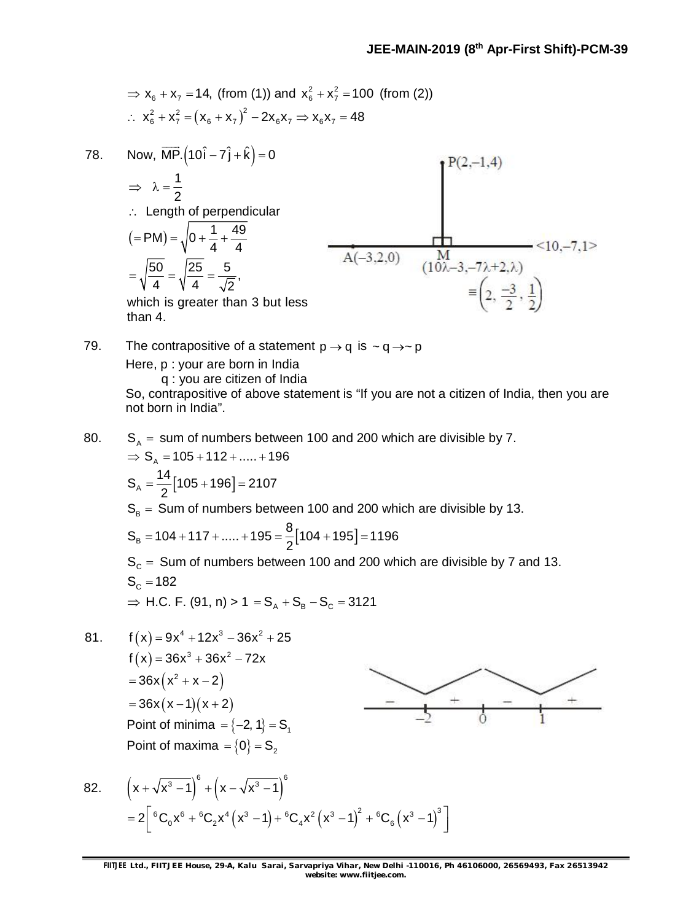$\Rightarrow x_6 + x_7 = 14$, (from (1)) and $x_6^2 + x_7^2 = 100$ (from (2))

$\therefore\ x_6^2 + x_7^2 = (x_6 + x_7)^2 - 2x_6x_7 \Rightarrow x_6x_7 = 48$

78. Now, $\overrightarrow{MP}.\left(10\hat{i} - 7\hat{j} + \hat{k}\right) = 0$

$\Rightarrow\ \lambda = \dfrac{1}{2}$

$\therefore$ Length of perpendicular

$(= PM) = \sqrt{0 + \dfrac{1}{4} + \dfrac{49}{4}}$

$= \sqrt{\dfrac{50}{4}} = \sqrt{\dfrac{25}{4}} = \dfrac{5}{\sqrt{2}}$,

which is greater than 3 but less than 4.

$P(2,-1,4)$; $A(-3,2,0)$; $M$ $(10\lambda - 3, -7\lambda + 2, \lambda) \equiv \left(2, \dfrac{-3}{2}, \dfrac{1}{2}\right)$; $<10,-7,1>$

79. The contrapositive of a statement $p \to q$ is $\sim q \to \sim p$

Here, p : your are born in India

q : you are citizen of India

So, contrapositive of above statement is "If you are not a citizen of India, then you are not born in India".

80. $S_A =$ sum of numbers between 100 and 200 which are divisible by 7.

$\Rightarrow S_A = 105 + 112 + ..... + 196$

$S_A = \dfrac{14}{2}\left[105 + 196\right] = 2107$

$S_B =$ Sum of numbers between 100 and 200 which are divisible by 13.

$S_B = 104 + 117 + ..... + 195 = \dfrac{8}{2}\left[104 + 195\right] = 1196$

$S_C =$ Sum of numbers between 100 and 200 which are divisible by 7 and 13.

$S_C = 182$

$\Rightarrow$ H.C.F. (91, n) > 1 $= S_A + S_B - S_C = 3121$

81. $f(x) = 9x^4 + 12x^3 - 36x^2 + 25$

$f(x) = 36x^3 + 36x^2 - 72x$

$= 36x\left(x^2 + x - 2\right)$

$= 36x(x-1)(x+2)$

Point of minima $= \{-2, 1\} = S_1$

Point of maxima $= \{0\} = S_2$

82. $\left(x + \sqrt{x^3 - 1}\right)^6 + \left(x - \sqrt{x^3 - 1}\right)^6$

$= 2\left[{}^6C_0x^6 + {}^6C_2x^4\left(x^3 - 1\right) + {}^6C_4x^2\left(x^3 - 1\right)^2 + {}^6C_6\left(x^3 - 1\right)^3\right]$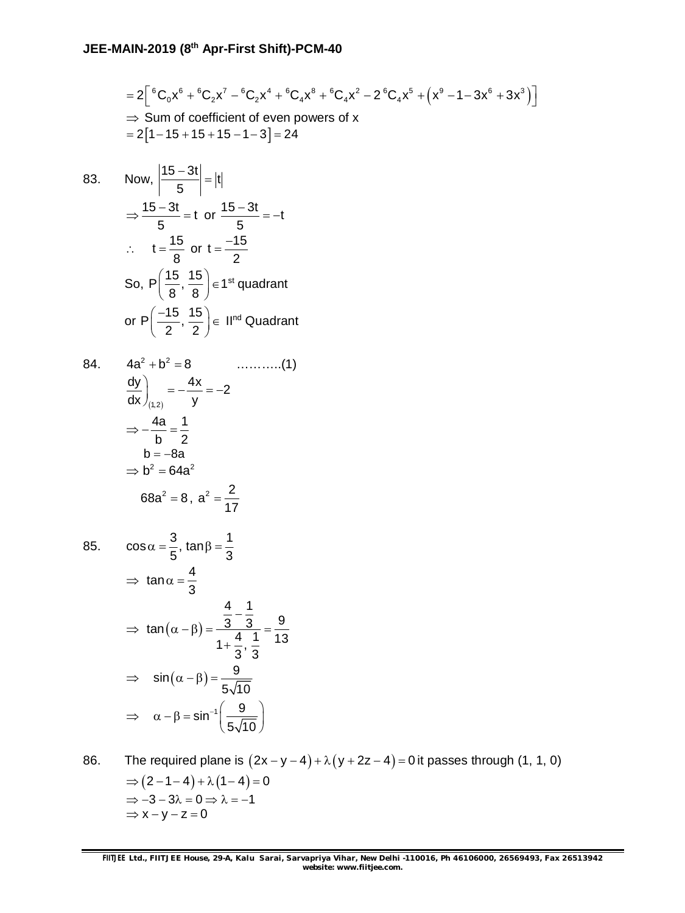$$= 2\left[{}^6C_0x^6 + {}^6C_2x^7 - {}^6C_2x^4 + {}^6C_4x^8 + {}^6C_4x^2 - 2\,{}^6C_4x^5 + \left(x^9 - 1 - 3x^6 + 3x^3\right)\right]$$

$\Rightarrow$ Sum of coefficient of even powers of x

$$= 2\left[1 - 15 + 15 + 15 - 1 - 3\right] = 24$$

83. Now, $\left|\dfrac{15 - 3t}{5}\right| = |t|$

$$\Rightarrow \frac{15 - 3t}{5} = t \text{ or } \frac{15 - 3t}{5} = -t$$

$$\therefore \quad t = \frac{15}{8} \text{ or } t = \frac{-15}{2}$$

So, $P\left(\dfrac{15}{8}, \dfrac{15}{8}\right) \in 1^{st}$ quadrant

or $P\left(\dfrac{-15}{2}, \dfrac{15}{2}\right) \in$ II$^{nd}$ Quadrant

84. $4a^2 + b^2 = 8 \qquad \ldots\ldots\ldots..(1)$

$$\left.\frac{dy}{dx}\right)_{(1,2)} = -\frac{4x}{y} = -2$$

$$\Rightarrow -\frac{4a}{b} = \frac{1}{2}$$

$$b = -8a$$

$$\Rightarrow b^2 = 64a^2$$

$$68a^2 = 8,\ a^2 = \frac{2}{17}$$

85. $\cos\alpha = \dfrac{3}{5},\ \tan\beta = \dfrac{1}{3}$

$$\Rightarrow \tan\alpha = \frac{4}{3}$$

$$\Rightarrow \tan\left(\alpha - \beta\right) = \frac{\frac{4}{3} - \frac{1}{3}}{1 + \frac{4}{3}, \frac{1}{3}} = \frac{9}{13}$$

$$\Rightarrow \quad \sin\left(\alpha - \beta\right) = \frac{9}{5\sqrt{10}}$$

$$\Rightarrow \quad \alpha - \beta = \sin^{-1}\left(\frac{9}{5\sqrt{10}}\right)$$

86. The required plane is $\left(2x - y - 4\right) + \lambda\left(y + 2z - 4\right) = 0$ it passes through (1, 1, 0)

$$\Rightarrow \left(2 - 1 - 4\right) + \lambda\left(1 - 4\right) = 0$$

$$\Rightarrow -3 - 3\lambda = 0 \Rightarrow \lambda = -1$$

$$\Rightarrow x - y - z = 0$$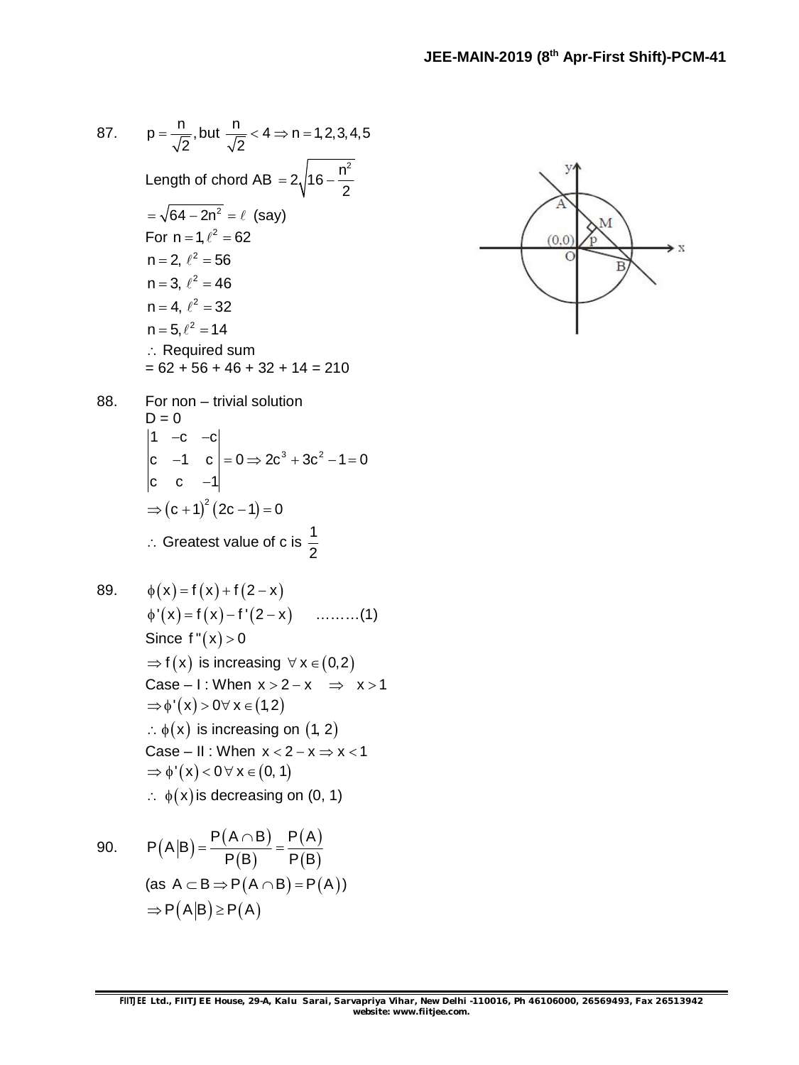87. $p = \frac{n}{\sqrt{2}}$, but $\frac{n}{\sqrt{2}} < 4 \Rightarrow n = 1, 2, 3, 4, 5$

Length of chord AB $= 2\sqrt{16 - \frac{n^2}{2}}$

$= \sqrt{64 - 2n^2} = \ell$ (say)

For $n = 1, \ell^2 = 62$

$n = 2,\ \ell^2 = 56$

$n = 3,\ \ell^2 = 46$

$n = 4,\ \ell^2 = 32$

$n = 5, \ell^2 = 14$

$\therefore$ Required sum

= 62 + 56 + 46 + 32 + 14 = 210

y
x
A
M
(0,0)
p
O
B

88. For non – trivial solution

D = 0

$$\begin{vmatrix} 1 & -c & -c \\ c & -1 & c \\ c & c & -1 \end{vmatrix} = 0 \Rightarrow 2c^3 + 3c^2 - 1 = 0$$

$\Rightarrow (c+1)^2 (2c - 1) = 0$

$\therefore$ Greatest value of c is $\frac{1}{2}$

89. $\phi(x) = f(x) + f(2 - x)$

$\phi'(x) = f(x) - f'(2 - x)$ ………(1)

Since $f''(x) > 0$

$\Rightarrow f(x)$ is increasing $\forall x \in (0, 2)$

Case – I : When $x > 2 - x \quad \Rightarrow \quad x > 1$

$\Rightarrow \phi'(x) > 0 \forall x \in (1, 2)$

$\therefore \phi(x)$ is increasing on $(1, 2)$

Case – II : When $x < 2 - x \Rightarrow x < 1$

$\Rightarrow \phi'(x) < 0 \forall x \in (0, 1)$

$\therefore \phi(x)$ is decreasing on (0, 1)

90. $P(A|B) = \frac{P(A \cap B)}{P(B)} = \frac{P(A)}{P(B)}$

(as $A \subset B \Rightarrow P(A \cap B) = P(A)$)

$\Rightarrow P(A|B) \geq P(A)$